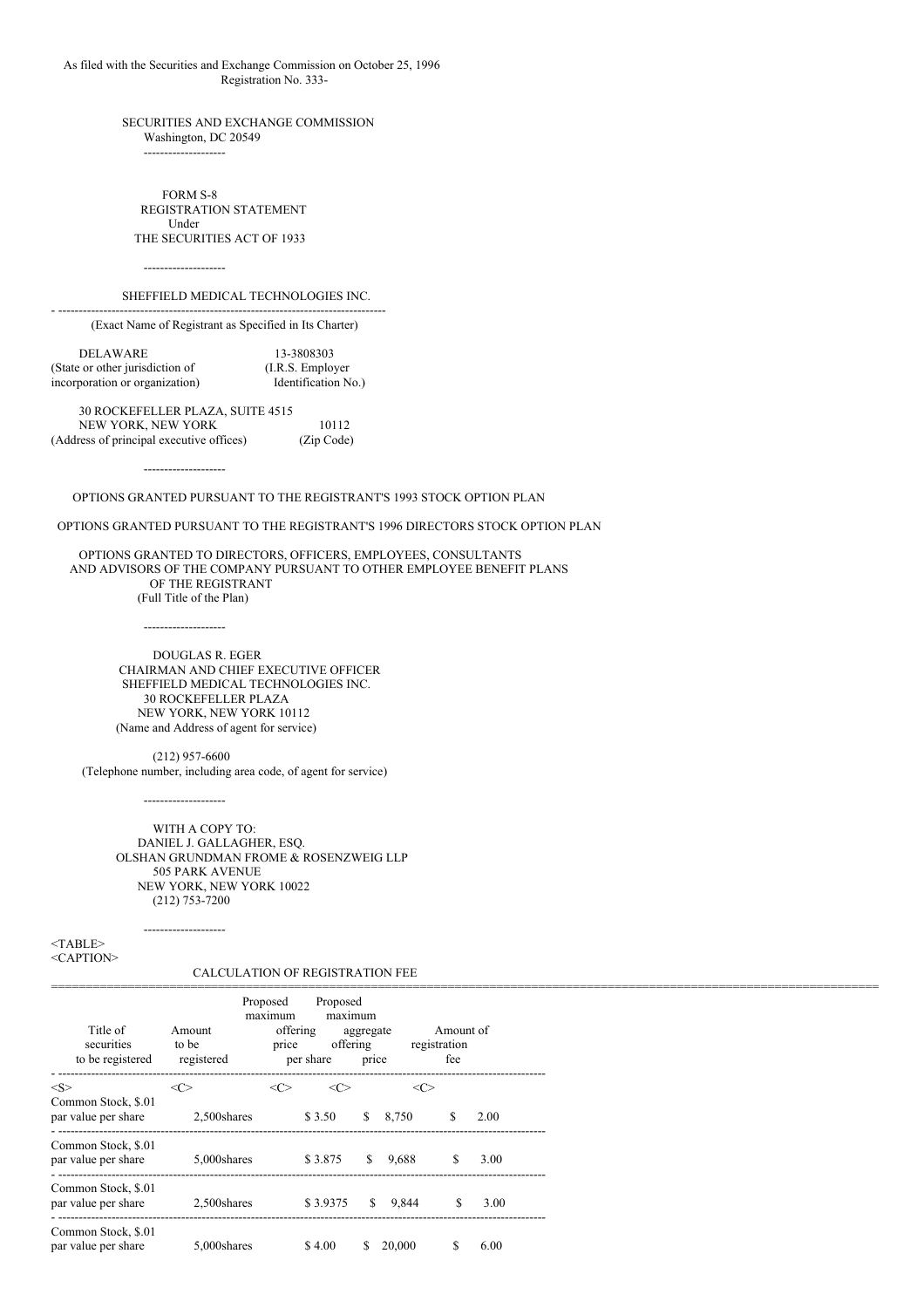As filed with the Securities and Exchange Commission on October 25, 1996
Registration No. 333-

SECURITIES AND EXCHANGE COMMISSION
Washington, DC 20549

---

FORM S-8
REGISTRATION STATEMENT
Under
THE SECURITIES ACT OF 1933

---

SHEFFIELD MEDICAL TECHNOLOGIES INC.

---

(Exact Name of Registrant as Specified in Its Charter)

| | |
|---|---|
| DELAWARE | 13-3808303 |
| (State or other jurisdiction of incorporation or organization) | (I.R.S. Employer Identification No.) |

| | |
|---|---|
| 30 ROCKEFELLER PLAZA, SUITE 4515 NEW YORK, NEW YORK | 10112 |
| (Address of principal executive offices) | (Zip Code) |

---

OPTIONS GRANTED PURSUANT TO THE REGISTRANT'S 1993 STOCK OPTION PLAN

OPTIONS GRANTED PURSUANT TO THE REGISTRANT'S 1996 DIRECTORS STOCK OPTION PLAN

OPTIONS GRANTED TO DIRECTORS, OFFICERS, EMPLOYEES, CONSULTANTS AND ADVISORS OF THE COMPANY PURSUANT TO OTHER EMPLOYEE BENEFIT PLANS OF THE REGISTRANT
(Full Title of the Plan)

---

DOUGLAS R. EGER
CHAIRMAN AND CHIEF EXECUTIVE OFFICER
SHEFFIELD MEDICAL TECHNOLOGIES INC.
30 ROCKEFELLER PLAZA
NEW YORK, NEW YORK 10112
(Name and Address of agent for service)

(212) 957-6600
(Telephone number, including area code, of agent for service)

---

WITH A COPY TO:
DANIEL J. GALLAGHER, ESQ.
OLSHAN GRUNDMAN FROME & ROSENZWEIG LLP
505 PARK AVENUE
NEW YORK, NEW YORK 10022
(212) 753-7200

---

CALCULATION OF REGISTRATION FEE

| Title of securities to be registered | Amount to be registered | Proposed maximum offering price per share | Proposed maximum aggregate offering price | Amount of registration fee |
|---|---|---|---|---|
| Common Stock, $.01 par value per share | 2,500shares | $ 3.50 | $ 8,750 | $ 2.00 |
| Common Stock, $.01 par value per share | 5,000shares | $ 3.875 | $ 9,688 | $ 3.00 |
| Common Stock, $.01 par value per share | 2,500shares | $ 3.9375 | $ 9,844 | $ 3.00 |
| Common Stock, $.01 par value per share | 5,000shares | $ 4.00 | $ 20,000 | $ 6.00 |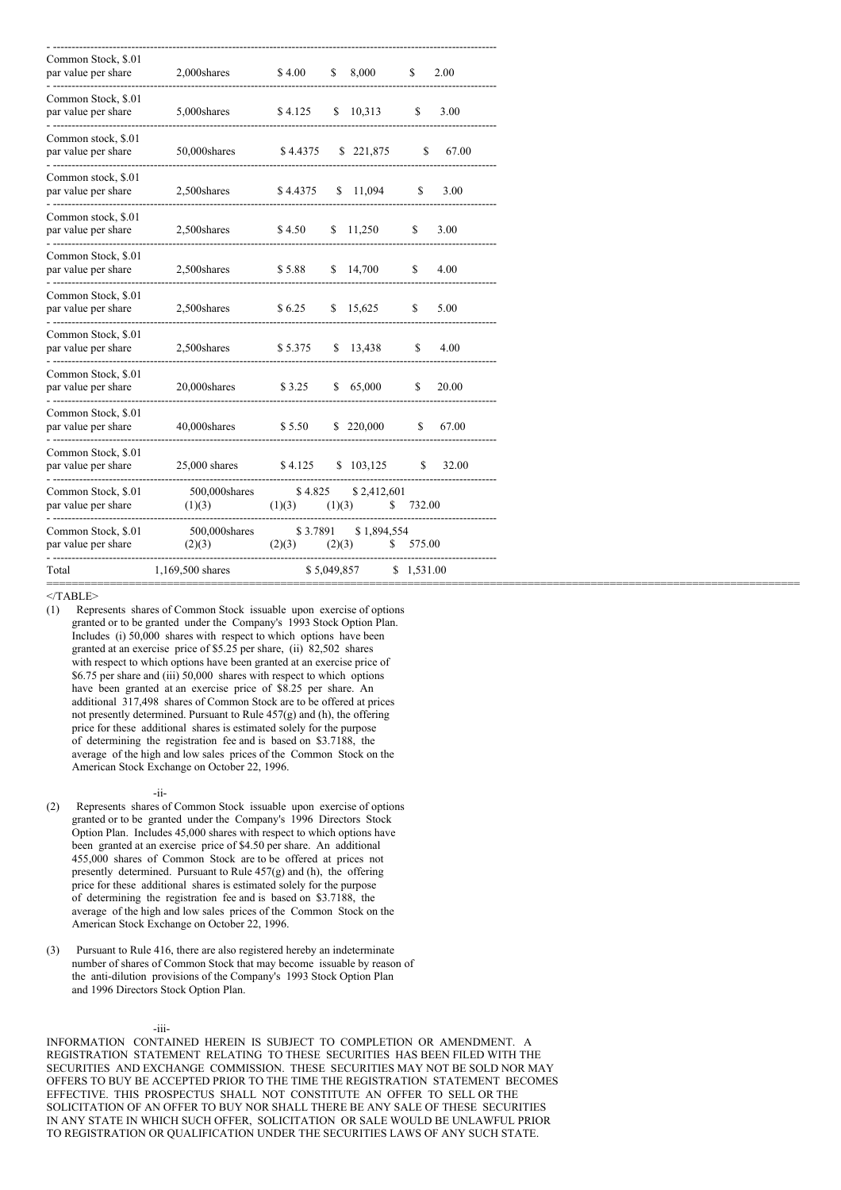| | | | | |
|---|---|---|---|---|
| Common Stock, $.01 par value per share | 2,000shares | $ 4.00 | $ 8,000 | $ 2.00 |
| Common Stock, $.01 par value per share | 5,000shares | $ 4.125 | $ 10,313 | $ 3.00 |
| Common stock, $.01 par value per share | 50,000shares | $ 4.4375 | $ 221,875 | $ 67.00 |
| Common stock, $.01 par value per share | 2,500shares | $ 4.4375 | $ 11,094 | $ 3.00 |
| Common stock, $.01 par value per share | 2,500shares | $ 4.50 | $ 11,250 | $ 3.00 |
| Common Stock, $.01 par value per share | 2,500shares | $ 5.88 | $ 14,700 | $ 4.00 |
| Common Stock, $.01 par value per share | 2,500shares | $ 6.25 | $ 15,625 | $ 5.00 |
| Common Stock, $.01 par value per share | 2,500shares | $ 5.375 | $ 13,438 | $ 4.00 |
| Common Stock, $.01 par value per share | 20,000shares | $ 3.25 | $ 65,000 | $ 20.00 |
| Common Stock, $.01 par value per share | 40,000shares | $ 5.50 | $ 220,000 | $ 67.00 |
| Common Stock, $.01 par value per share | 25,000 shares | $ 4.125 | $ 103,125 | $ 32.00 |
| Common Stock, $.01 par value per share | 500,000shares (1)(3) | $ 4.825 (1)(3) | $ 2,412,601 (1)(3) | $ 732.00 |
| Common Stock, $.01 par value per share | 500,000shares (2)(3) | $ 3.7891 (2)(3) | $ 1,894,554 (2)(3) | $ 575.00 |
| Total | 1,169,500 shares | | $ 5,049,857 | $ 1,531.00 |

(1) Represents shares of Common Stock issuable upon exercise of options granted or to be granted under the Company's 1993 Stock Option Plan. Includes (i) 50,000 shares with respect to which options have been granted at an exercise price of $5.25 per share, (ii) 82,502 shares with respect to which options have been granted at an exercise price of $6.75 per share and (iii) 50,000 shares with respect to which options have been granted at an exercise price of $8.25 per share. An additional 317,498 shares of Common Stock are to be offered at prices not presently determined. Pursuant to Rule 457(g) and (h), the offering price for these additional shares is estimated solely for the purpose of determining the registration fee and is based on $3.7188, the average of the high and low sales prices of the Common Stock on the American Stock Exchange on October 22, 1996.

(2) Represents shares of Common Stock issuable upon exercise of options granted or to be granted under the Company's 1996 Directors Stock Option Plan. Includes 45,000 shares with respect to which options have been granted at an exercise price of $4.50 per share. An additional 455,000 shares of Common Stock are to be offered at prices not presently determined. Pursuant to Rule 457(g) and (h), the offering price for these additional shares is estimated solely for the purpose of determining the registration fee and is based on $3.7188, the average of the high and low sales prices of the Common Stock on the American Stock Exchange on October 22, 1996.

(3) Pursuant to Rule 416, there are also registered hereby an indeterminate number of shares of Common Stock that may become issuable by reason of the anti-dilution provisions of the Company's 1993 Stock Option Plan and 1996 Directors Stock Option Plan.

INFORMATION CONTAINED HEREIN IS SUBJECT TO COMPLETION OR AMENDMENT. A REGISTRATION STATEMENT RELATING TO THESE SECURITIES HAS BEEN FILED WITH THE SECURITIES AND EXCHANGE COMMISSION. THESE SECURITIES MAY NOT BE SOLD NOR MAY OFFERS TO BUY BE ACCEPTED PRIOR TO THE TIME THE REGISTRATION STATEMENT BECOMES EFFECTIVE. THIS PROSPECTUS SHALL NOT CONSTITUTE AN OFFER TO SELL OR THE SOLICITATION OF AN OFFER TO BUY NOR SHALL THERE BE ANY SALE OF THESE SECURITIES IN ANY STATE IN WHICH SUCH OFFER, SOLICITATION OR SALE WOULD BE UNLAWFUL PRIOR TO REGISTRATION OR QUALIFICATION UNDER THE SECURITIES LAWS OF ANY SUCH STATE.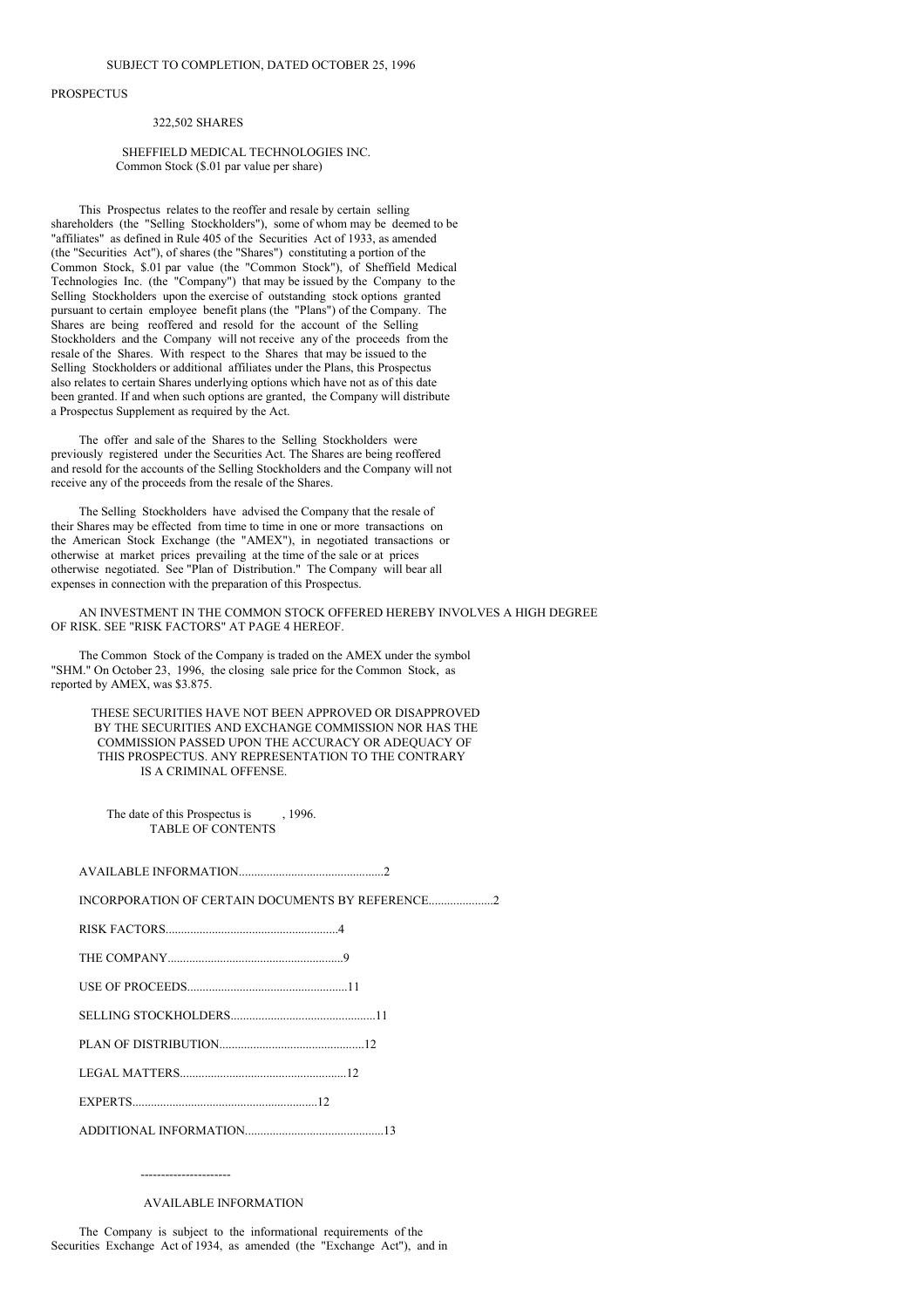SUBJECT TO COMPLETION, DATED OCTOBER 25, 1996

PROSPECTUS

322,502 SHARES

SHEFFIELD MEDICAL TECHNOLOGIES INC.
Common Stock ($.01 par value per share)

This Prospectus relates to the reoffer and resale by certain selling shareholders (the "Selling Stockholders"), some of whom may be deemed to be "affiliates" as defined in Rule 405 of the Securities Act of 1933, as amended (the "Securities Act"), of shares (the "Shares") constituting a portion of the Common Stock, $.01 par value (the "Common Stock"), of Sheffield Medical Technologies Inc. (the "Company") that may be issued by the Company to the Selling Stockholders upon the exercise of outstanding stock options granted pursuant to certain employee benefit plans (the "Plans") of the Company. The Shares are being reoffered and resold for the account of the Selling Stockholders and the Company will not receive any of the proceeds from the resale of the Shares. With respect to the Shares that may be issued to the Selling Stockholders or additional affiliates under the Plans, this Prospectus also relates to certain Shares underlying options which have not as of this date been granted. If and when such options are granted, the Company will distribute a Prospectus Supplement as required by the Act.

The offer and sale of the Shares to the Selling Stockholders were previously registered under the Securities Act. The Shares are being reoffered and resold for the accounts of the Selling Stockholders and the Company will not receive any of the proceeds from the resale of the Shares.

The Selling Stockholders have advised the Company that the resale of their Shares may be effected from time to time in one or more transactions on the American Stock Exchange (the "AMEX"), in negotiated transactions or otherwise at market prices prevailing at the time of the sale or at prices otherwise negotiated. See "Plan of Distribution." The Company will bear all expenses in connection with the preparation of this Prospectus.

AN INVESTMENT IN THE COMMON STOCK OFFERED HEREBY INVOLVES A HIGH DEGREE OF RISK. SEE "RISK FACTORS" AT PAGE 4 HEREOF.

The Common Stock of the Company is traded on the AMEX under the symbol "SHM." On October 23, 1996, the closing sale price for the Common Stock, as reported by AMEX, was $3.875.

THESE SECURITIES HAVE NOT BEEN APPROVED OR DISAPPROVED BY THE SECURITIES AND EXCHANGE COMMISSION NOR HAS THE COMMISSION PASSED UPON THE ACCURACY OR ADEQUACY OF THIS PROSPECTUS. ANY REPRESENTATION TO THE CONTRARY IS A CRIMINAL OFFENSE.

The date of this Prospectus is , 1996.

## TABLE OF CONTENTS

AVAILABLE INFORMATION..............................................2

INCORPORATION OF CERTAIN DOCUMENTS BY REFERENCE....................2

RISK FACTORS.......................................................4

THE COMPANY........................................................9

USE OF PROCEEDS...................................................11

SELLING STOCKHOLDERS..............................................11

PLAN OF DISTRIBUTION..............................................12

LEGAL MATTERS.....................................................12

EXPERTS...........................................................12

ADDITIONAL INFORMATION............................................13

----------------------

## AVAILABLE INFORMATION

The Company is subject to the informational requirements of the Securities Exchange Act of 1934, as amended (the "Exchange Act"), and in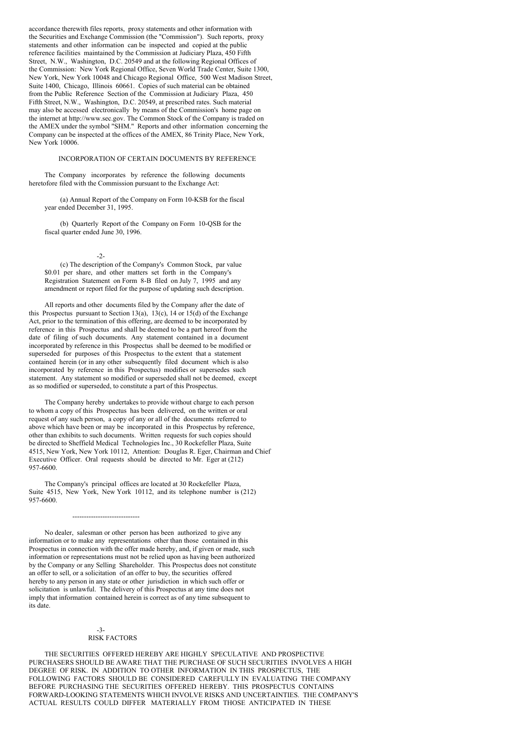accordance therewith files reports, proxy statements and other information with the Securities and Exchange Commission (the "Commission"). Such reports, proxy statements and other information can be inspected and copied at the public reference facilities maintained by the Commission at Judiciary Plaza, 450 Fifth Street, N.W., Washington, D.C. 20549 and at the following Regional Offices of the Commission: New York Regional Office, Seven World Trade Center, Suite 1300, New York, New York 10048 and Chicago Regional Office, 500 West Madison Street, Suite 1400, Chicago, Illinois 60661. Copies of such material can be obtained from the Public Reference Section of the Commission at Judiciary Plaza, 450 Fifth Street, N.W., Washington, D.C. 20549, at prescribed rates. Such material may also be accessed electronically by means of the Commission's home page on the internet at http://www.sec.gov. The Common Stock of the Company is traded on the AMEX under the symbol "SHM." Reports and other information concerning the Company can be inspected at the offices of the AMEX, 86 Trinity Place, New York, New York 10006.

## INCORPORATION OF CERTAIN DOCUMENTS BY REFERENCE

The Company incorporates by reference the following documents heretofore filed with the Commission pursuant to the Exchange Act:

(a) Annual Report of the Company on Form 10-KSB for the fiscal year ended December 31, 1995.

(b) Quarterly Report of the Company on Form 10-QSB for the fiscal quarter ended June 30, 1996.

(c) The description of the Company's Common Stock, par value $0.01 per share, and other matters set forth in the Company's Registration Statement on Form 8-B filed on July 7, 1995 and any amendment or report filed for the purpose of updating such description.

All reports and other documents filed by the Company after the date of this Prospectus pursuant to Section 13(a), 13(c), 14 or 15(d) of the Exchange Act, prior to the termination of this offering, are deemed to be incorporated by reference in this Prospectus and shall be deemed to be a part hereof from the date of filing of such documents. Any statement contained in a document incorporated by reference in this Prospectus shall be deemed to be modified or superseded for purposes of this Prospectus to the extent that a statement contained herein (or in any other subsequently filed document which is also incorporated by reference in this Prospectus) modifies or supersedes such statement. Any statement so modified or superseded shall not be deemed, except as so modified or superseded, to constitute a part of this Prospectus.

The Company hereby undertakes to provide without charge to each person to whom a copy of this Prospectus has been delivered, on the written or oral request of any such person, a copy of any or all of the documents referred to above which have been or may be incorporated in this Prospectus by reference, other than exhibits to such documents. Written requests for such copies should be directed to Sheffield Medical Technologies Inc., 30 Rockefeller Plaza, Suite 4515, New York, New York 10112, Attention: Douglas R. Eger, Chairman and Chief Executive Officer. Oral requests should be directed to Mr. Eger at (212) 957-6600.

The Company's principal offices are located at 30 Rockefeller Plaza, Suite 4515, New York, New York 10112, and its telephone number is (212) 957-6600.

---

No dealer, salesman or other person has been authorized to give any information or to make any representations other than those contained in this Prospectus in connection with the offer made hereby, and, if given or made, such information or representations must not be relied upon as having been authorized by the Company or any Selling Shareholder. This Prospectus does not constitute an offer to sell, or a solicitation of an offer to buy, the securities offered hereby to any person in any state or other jurisdiction in which such offer or solicitation is unlawful. The delivery of this Prospectus at any time does not imply that information contained herein is correct as of any time subsequent to its date.

## RISK FACTORS

THE SECURITIES OFFERED HEREBY ARE HIGHLY SPECULATIVE AND PROSPECTIVE PURCHASERS SHOULD BE AWARE THAT THE PURCHASE OF SUCH SECURITIES INVOLVES A HIGH DEGREE OF RISK. IN ADDITION TO OTHER INFORMATION IN THIS PROSPECTUS, THE FOLLOWING FACTORS SHOULD BE CONSIDERED CAREFULLY IN EVALUATING THE COMPANY BEFORE PURCHASING THE SECURITIES OFFERED HEREBY. THIS PROSPECTUS CONTAINS FORWARD-LOOKING STATEMENTS WHICH INVOLVE RISKS AND UNCERTAINTIES. THE COMPANY'S ACTUAL RESULTS COULD DIFFER MATERIALLY FROM THOSE ANTICIPATED IN THESE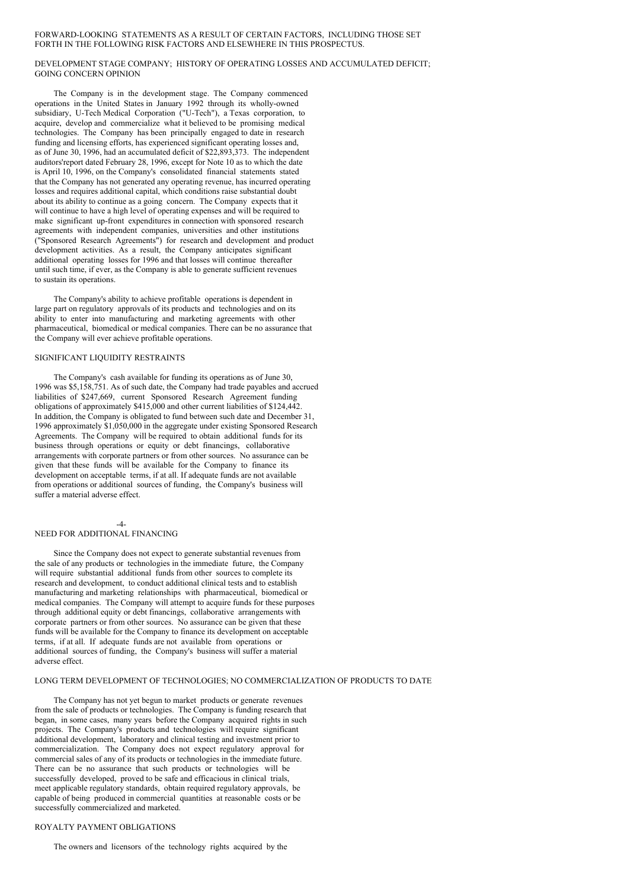FORWARD-LOOKING STATEMENTS AS A RESULT OF CERTAIN FACTORS, INCLUDING THOSE SET FORTH IN THE FOLLOWING RISK FACTORS AND ELSEWHERE IN THIS PROSPECTUS.

## DEVELOPMENT STAGE COMPANY; HISTORY OF OPERATING LOSSES AND ACCUMULATED DEFICIT; GOING CONCERN OPINION

The Company is in the development stage. The Company commenced operations in the United States in January 1992 through its wholly-owned subsidiary, U-Tech Medical Corporation ("U-Tech"), a Texas corporation, to acquire, develop and commercialize what it believed to be promising medical technologies. The Company has been principally engaged to date in research funding and licensing efforts, has experienced significant operating losses and, as of June 30, 1996, had an accumulated deficit of $22,893,373. The independent auditors'report dated February 28, 1996, except for Note 10 as to which the date is April 10, 1996, on the Company's consolidated financial statements stated that the Company has not generated any operating revenue, has incurred operating losses and requires additional capital, which conditions raise substantial doubt about its ability to continue as a going concern. The Company expects that it will continue to have a high level of operating expenses and will be required to make significant up-front expenditures in connection with sponsored research agreements with independent companies, universities and other institutions ("Sponsored Research Agreements") for research and development and product development activities. As a result, the Company anticipates significant additional operating losses for 1996 and that losses will continue thereafter until such time, if ever, as the Company is able to generate sufficient revenues to sustain its operations.

The Company's ability to achieve profitable operations is dependent in large part on regulatory approvals of its products and technologies and on its ability to enter into manufacturing and marketing agreements with other pharmaceutical, biomedical or medical companies. There can be no assurance that the Company will ever achieve profitable operations.

## SIGNIFICANT LIQUIDITY RESTRAINTS

The Company's cash available for funding its operations as of June 30, 1996 was $5,158,751. As of such date, the Company had trade payables and accrued liabilities of $247,669, current Sponsored Research Agreement funding obligations of approximately $415,000 and other current liabilities of $124,442. In addition, the Company is obligated to fund between such date and December 31, 1996 approximately $1,050,000 in the aggregate under existing Sponsored Research Agreements. The Company will be required to obtain additional funds for its business through operations or equity or debt financings, collaborative arrangements with corporate partners or from other sources. No assurance can be given that these funds will be available for the Company to finance its development on acceptable terms, if at all. If adequate funds are not available from operations or additional sources of funding, the Company's business will suffer a material adverse effect.

## NEED FOR ADDITIONAL FINANCING

Since the Company does not expect to generate substantial revenues from the sale of any products or technologies in the immediate future, the Company will require substantial additional funds from other sources to complete its research and development, to conduct additional clinical tests and to establish manufacturing and marketing relationships with pharmaceutical, biomedical or medical companies. The Company will attempt to acquire funds for these purposes through additional equity or debt financings, collaborative arrangements with corporate partners or from other sources. No assurance can be given that these funds will be available for the Company to finance its development on acceptable terms, if at all. If adequate funds are not available from operations or additional sources of funding, the Company's business will suffer a material adverse effect.

## LONG TERM DEVELOPMENT OF TECHNOLOGIES; NO COMMERCIALIZATION OF PRODUCTS TO DATE

The Company has not yet begun to market products or generate revenues from the sale of products or technologies. The Company is funding research that began, in some cases, many years before the Company acquired rights in such projects. The Company's products and technologies will require significant additional development, laboratory and clinical testing and investment prior to commercialization. The Company does not expect regulatory approval for commercial sales of any of its products or technologies in the immediate future. There can be no assurance that such products or technologies will be successfully developed, proved to be safe and efficacious in clinical trials, meet applicable regulatory standards, obtain required regulatory approvals, be capable of being produced in commercial quantities at reasonable costs or be successfully commercialized and marketed.

## ROYALTY PAYMENT OBLIGATIONS

The owners and licensors of the technology rights acquired by the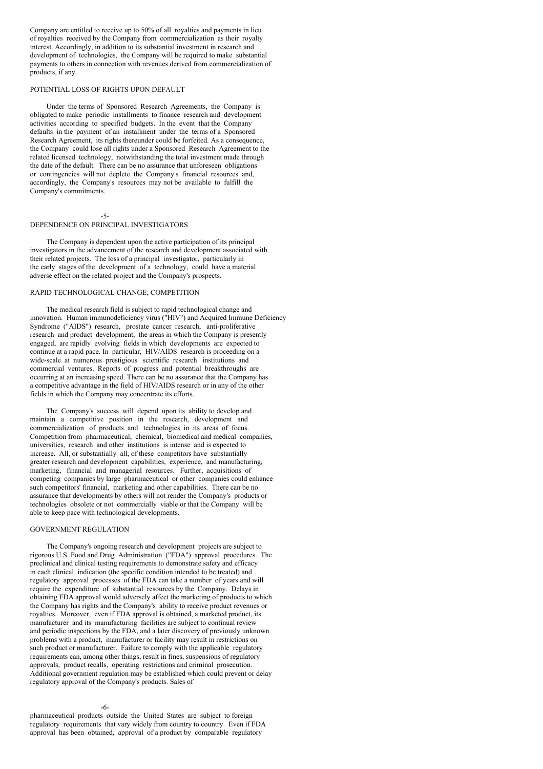Company are entitled to receive up to 50% of all royalties and payments in lieu of royalties received by the Company from commercialization as their royalty interest. Accordingly, in addition to its substantial investment in research and development of technologies, the Company will be required to make substantial payments to others in connection with revenues derived from commercialization of products, if any.

## POTENTIAL LOSS OF RIGHTS UPON DEFAULT

Under the terms of Sponsored Research Agreements, the Company is obligated to make periodic installments to finance research and development activities according to specified budgets. In the event that the Company defaults in the payment of an installment under the terms of a Sponsored Research Agreement, its rights thereunder could be forfeited. As a consequence, the Company could lose all rights under a Sponsored Research Agreement to the related licensed technology, notwithstanding the total investment made through the date of the default. There can be no assurance that unforeseen obligations or contingencies will not deplete the Company's financial resources and, accordingly, the Company's resources may not be available to fulfill the Company's commitments.

## DEPENDENCE ON PRINCIPAL INVESTIGATORS

The Company is dependent upon the active participation of its principal investigators in the advancement of the research and development associated with their related projects. The loss of a principal investigator, particularly in the early stages of the development of a technology, could have a material adverse effect on the related project and the Company's prospects.

## RAPID TECHNOLOGICAL CHANGE; COMPETITION

The medical research field is subject to rapid technological change and innovation. Human immunodeficiency virus ("HIV") and Acquired Immune Deficiency Syndrome ("AIDS") research, prostate cancer research, anti-proliferative research and product development, the areas in which the Company is presently engaged, are rapidly evolving fields in which developments are expected to continue at a rapid pace. In particular, HIV/AIDS research is proceeding on a wide-scale at numerous prestigious scientific research institutions and commercial ventures. Reports of progress and potential breakthroughs are occurring at an increasing speed. There can be no assurance that the Company has a competitive advantage in the field of HIV/AIDS research or in any of the other fields in which the Company may concentrate its efforts.

The Company's success will depend upon its ability to develop and maintain a competitive position in the research, development and commercialization of products and technologies in its areas of focus. Competition from pharmaceutical, chemical, biomedical and medical companies, universities, research and other institutions is intense and is expected to increase. All, or substantially all, of these competitors have substantially greater research and development capabilities, experience, and manufacturing, marketing, financial and managerial resources. Further, acquisitions of competing companies by large pharmaceutical or other companies could enhance such competitors' financial, marketing and other capabilities. There can be no assurance that developments by others will not render the Company's products or technologies obsolete or not commercially viable or that the Company will be able to keep pace with technological developments.

## GOVERNMENT REGULATION

The Company's ongoing research and development projects are subject to rigorous U.S. Food and Drug Administration ("FDA") approval procedures. The preclinical and clinical testing requirements to demonstrate safety and efficacy in each clinical indication (the specific condition intended to be treated) and regulatory approval processes of the FDA can take a number of years and will require the expenditure of substantial resources by the Company. Delays in obtaining FDA approval would adversely affect the marketing of products to which the Company has rights and the Company's ability to receive product revenues or royalties. Moreover, even if FDA approval is obtained, a marketed product, its manufacturer and its manufacturing facilities are subject to continual review and periodic inspections by the FDA, and a later discovery of previously unknown problems with a product, manufacturer or facility may result in restrictions on such product or manufacturer. Failure to comply with the applicable regulatory requirements can, among other things, result in fines, suspensions of regulatory approvals, product recalls, operating restrictions and criminal prosecution. Additional government regulation may be established which could prevent or delay regulatory approval of the Company's products. Sales of pharmaceutical products outside the United States are subject to foreign regulatory requirements that vary widely from country to country. Even if FDA approval has been obtained, approval of a product by comparable regulatory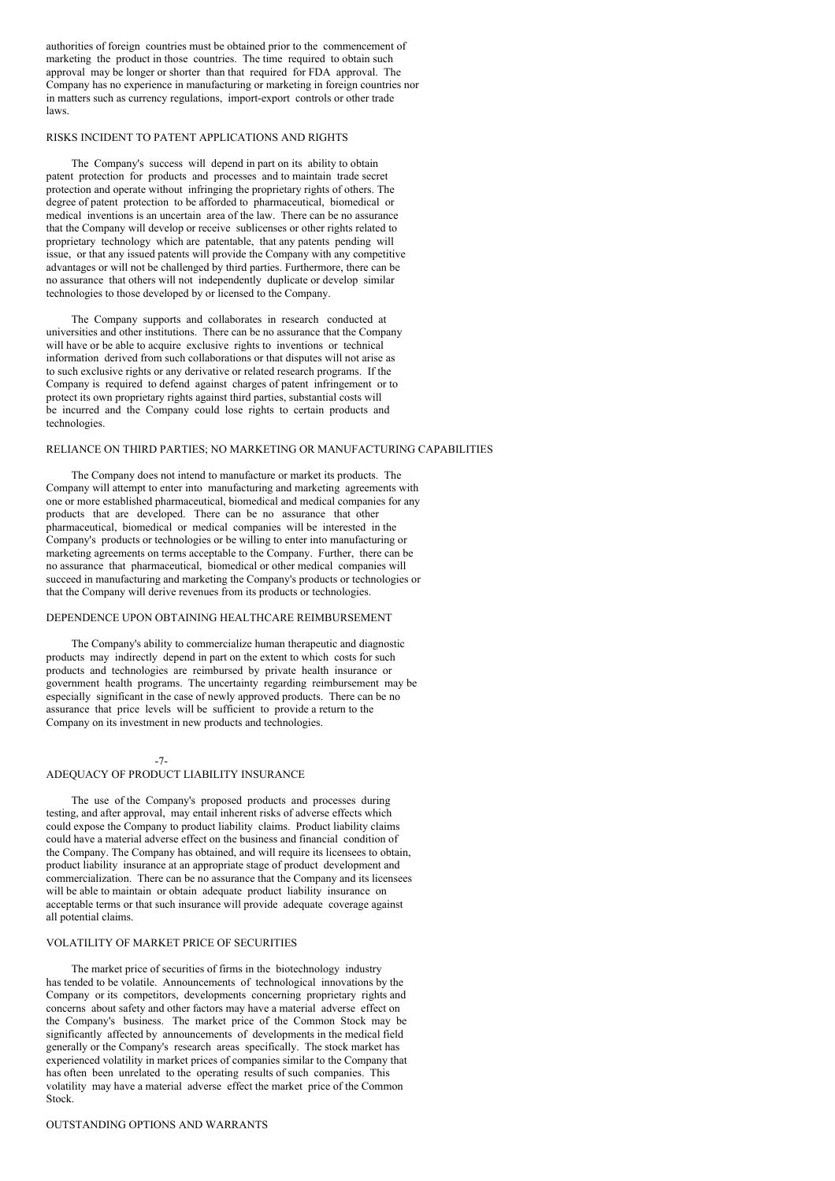authorities of foreign countries must be obtained prior to the commencement of marketing the product in those countries. The time required to obtain such approval may be longer or shorter than that required for FDA approval. The Company has no experience in manufacturing or marketing in foreign countries nor in matters such as currency regulations, import-export controls or other trade laws.

## RISKS INCIDENT TO PATENT APPLICATIONS AND RIGHTS

The Company's success will depend in part on its ability to obtain patent protection for products and processes and to maintain trade secret protection and operate without infringing the proprietary rights of others. The degree of patent protection to be afforded to pharmaceutical, biomedical or medical inventions is an uncertain area of the law. There can be no assurance that the Company will develop or receive sublicenses or other rights related to proprietary technology which are patentable, that any patents pending will issue, or that any issued patents will provide the Company with any competitive advantages or will not be challenged by third parties. Furthermore, there can be no assurance that others will not independently duplicate or develop similar technologies to those developed by or licensed to the Company.

The Company supports and collaborates in research conducted at universities and other institutions. There can be no assurance that the Company will have or be able to acquire exclusive rights to inventions or technical information derived from such collaborations or that disputes will not arise as to such exclusive rights or any derivative or related research programs. If the Company is required to defend against charges of patent infringement or to protect its own proprietary rights against third parties, substantial costs will be incurred and the Company could lose rights to certain products and technologies.

## RELIANCE ON THIRD PARTIES; NO MARKETING OR MANUFACTURING CAPABILITIES

The Company does not intend to manufacture or market its products. The Company will attempt to enter into manufacturing and marketing agreements with one or more established pharmaceutical, biomedical and medical companies for any products that are developed. There can be no assurance that other pharmaceutical, biomedical or medical companies will be interested in the Company's products or technologies or be willing to enter into manufacturing or marketing agreements on terms acceptable to the Company. Further, there can be no assurance that pharmaceutical, biomedical or other medical companies will succeed in manufacturing and marketing the Company's products or technologies or that the Company will derive revenues from its products or technologies.

## DEPENDENCE UPON OBTAINING HEALTHCARE REIMBURSEMENT

The Company's ability to commercialize human therapeutic and diagnostic products may indirectly depend in part on the extent to which costs for such products and technologies are reimbursed by private health insurance or government health programs. The uncertainty regarding reimbursement may be especially significant in the case of newly approved products. There can be no assurance that price levels will be sufficient to provide a return to the Company on its investment in new products and technologies.

## ADEQUACY OF PRODUCT LIABILITY INSURANCE

The use of the Company's proposed products and processes during testing, and after approval, may entail inherent risks of adverse effects which could expose the Company to product liability claims. Product liability claims could have a material adverse effect on the business and financial condition of the Company. The Company has obtained, and will require its licensees to obtain, product liability insurance at an appropriate stage of product development and commercialization. There can be no assurance that the Company and its licensees will be able to maintain or obtain adequate product liability insurance on acceptable terms or that such insurance will provide adequate coverage against all potential claims.

## VOLATILITY OF MARKET PRICE OF SECURITIES

The market price of securities of firms in the biotechnology industry has tended to be volatile. Announcements of technological innovations by the Company or its competitors, developments concerning proprietary rights and concerns about safety and other factors may have a material adverse effect on the Company's business. The market price of the Common Stock may be significantly affected by announcements of developments in the medical field generally or the Company's research areas specifically. The stock market has experienced volatility in market prices of companies similar to the Company that has often been unrelated to the operating results of such companies. This volatility may have a material adverse effect the market price of the Common Stock.

## OUTSTANDING OPTIONS AND WARRANTS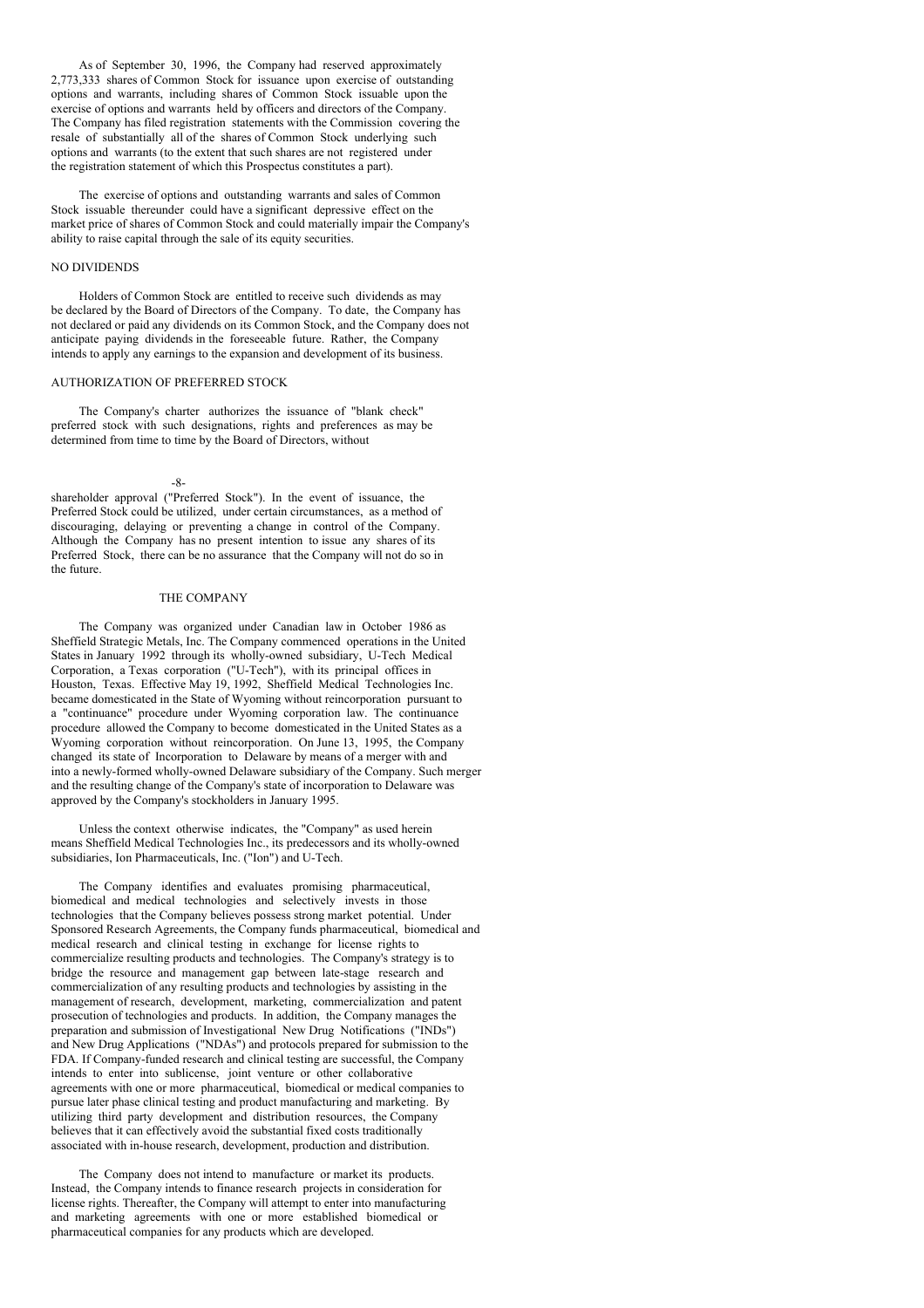As of September 30, 1996, the Company had reserved approximately 2,773,333 shares of Common Stock for issuance upon exercise of outstanding options and warrants, including shares of Common Stock issuable upon the exercise of options and warrants held by officers and directors of the Company. The Company has filed registration statements with the Commission covering the resale of substantially all of the shares of Common Stock underlying such options and warrants (to the extent that such shares are not registered under the registration statement of which this Prospectus constitutes a part).

The exercise of options and outstanding warrants and sales of Common Stock issuable thereunder could have a significant depressive effect on the market price of shares of Common Stock and could materially impair the Company's ability to raise capital through the sale of its equity securities.

## NO DIVIDENDS

Holders of Common Stock are entitled to receive such dividends as may be declared by the Board of Directors of the Company. To date, the Company has not declared or paid any dividends on its Common Stock, and the Company does not anticipate paying dividends in the foreseeable future. Rather, the Company intends to apply any earnings to the expansion and development of its business.

## AUTHORIZATION OF PREFERRED STOCK

The Company's charter authorizes the issuance of "blank check" preferred stock with such designations, rights and preferences as may be determined from time to time by the Board of Directors, without shareholder approval ("Preferred Stock"). In the event of issuance, the Preferred Stock could be utilized, under certain circumstances, as a method of discouraging, delaying or preventing a change in control of the Company. Although the Company has no present intention to issue any shares of its Preferred Stock, there can be no assurance that the Company will not do so in the future.

## THE COMPANY

The Company was organized under Canadian law in October 1986 as Sheffield Strategic Metals, Inc. The Company commenced operations in the United States in January 1992 through its wholly-owned subsidiary, U-Tech Medical Corporation, a Texas corporation ("U-Tech"), with its principal offices in Houston, Texas. Effective May 19, 1992, Sheffield Medical Technologies Inc. became domesticated in the State of Wyoming without reincorporation pursuant to a "continuance" procedure under Wyoming corporation law. The continuance procedure allowed the Company to become domesticated in the United States as a Wyoming corporation without reincorporation. On June 13, 1995, the Company changed its state of Incorporation to Delaware by means of a merger with and into a newly-formed wholly-owned Delaware subsidiary of the Company. Such merger and the resulting change of the Company's state of incorporation to Delaware was approved by the Company's stockholders in January 1995.

Unless the context otherwise indicates, the "Company" as used herein means Sheffield Medical Technologies Inc., its predecessors and its wholly-owned subsidiaries, Ion Pharmaceuticals, Inc. ("Ion") and U-Tech.

The Company identifies and evaluates promising pharmaceutical, biomedical and medical technologies and selectively invests in those technologies that the Company believes possess strong market potential. Under Sponsored Research Agreements, the Company funds pharmaceutical, biomedical and medical research and clinical testing in exchange for license rights to commercialize resulting products and technologies. The Company's strategy is to bridge the resource and management gap between late-stage research and commercialization of any resulting products and technologies by assisting in the management of research, development, marketing, commercialization and patent prosecution of technologies and products. In addition, the Company manages the preparation and submission of Investigational New Drug Notifications ("INDs") and New Drug Applications ("NDAs") and protocols prepared for submission to the FDA. If Company-funded research and clinical testing are successful, the Company intends to enter into sublicense, joint venture or other collaborative agreements with one or more pharmaceutical, biomedical or medical companies to pursue later phase clinical testing and product manufacturing and marketing. By utilizing third party development and distribution resources, the Company believes that it can effectively avoid the substantial fixed costs traditionally associated with in-house research, development, production and distribution.

The Company does not intend to manufacture or market its products. Instead, the Company intends to finance research projects in consideration for license rights. Thereafter, the Company will attempt to enter into manufacturing and marketing agreements with one or more established biomedical or pharmaceutical companies for any products which are developed.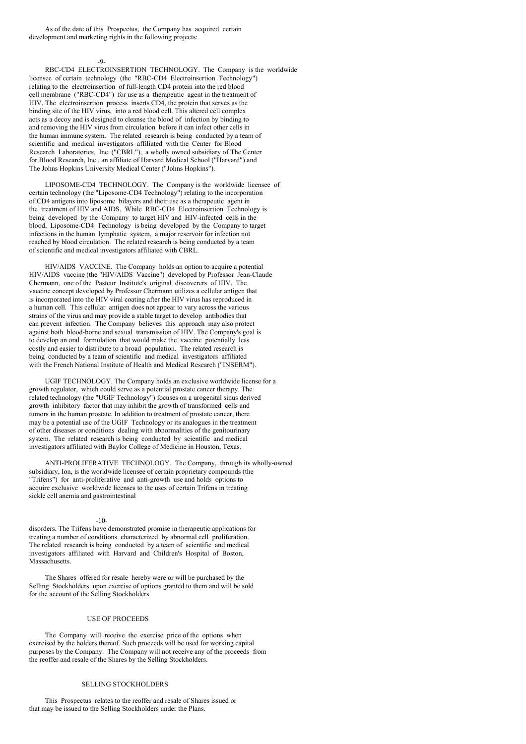As of the date of this Prospectus, the Company has acquired certain development and marketing rights in the following projects:

RBC-CD4 ELECTROINSERTION TECHNOLOGY. The Company is the worldwide licensee of certain technology (the "RBC-CD4 Electroinsertion Technology") relating to the electroinsertion of full-length CD4 protein into the red blood cell membrane ("RBC-CD4") for use as a therapeutic agent in the treatment of HIV. The electroinsertion process inserts CD4, the protein that serves as the binding site of the HIV virus, into a red blood cell. This altered cell complex acts as a decoy and is designed to cleanse the blood of infection by binding to and removing the HIV virus from circulation before it can infect other cells in the human immune system. The related research is being conducted by a team of scientific and medical investigators affiliated with the Center for Blood Research Laboratories, Inc. ("CBRL"), a wholly owned subsidiary of The Center for Blood Research, Inc., an affiliate of Harvard Medical School ("Harvard") and The Johns Hopkins University Medical Center ("Johns Hopkins").

LIPOSOME-CD4 TECHNOLOGY. The Company is the worldwide licensee of certain technology (the "Liposome-CD4 Technology") relating to the incorporation of CD4 antigens into liposome bilayers and their use as a therapeutic agent in the treatment of HIV and AIDS. While RBC-CD4 Electroinsertion Technology is being developed by the Company to target HIV and HIV-infected cells in the blood, Liposome-CD4 Technology is being developed by the Company to target infections in the human lymphatic system, a major reservoir for infection not reached by blood circulation. The related research is being conducted by a team of scientific and medical investigators affiliated with CBRL.

HIV/AIDS VACCINE. The Company holds an option to acquire a potential HIV/AIDS vaccine (the "HIV/AIDS Vaccine") developed by Professor Jean-Claude Chermann, one of the Pasteur Institute's original discoverers of HIV. The vaccine concept developed by Professor Chermann utilizes a cellular antigen that is incorporated into the HIV viral coating after the HIV virus has reproduced in a human cell. This cellular antigen does not appear to vary across the various strains of the virus and may provide a stable target to develop antibodies that can prevent infection. The Company believes this approach may also protect against both blood-borne and sexual transmission of HIV. The Company's goal is to develop an oral formulation that would make the vaccine potentially less costly and easier to distribute to a broad population. The related research is being conducted by a team of scientific and medical investigators affiliated with the French National Institute of Health and Medical Research ("INSERM").

UGIF TECHNOLOGY. The Company holds an exclusive worldwide license for a growth regulator, which could serve as a potential prostate cancer therapy. The related technology (the "UGIF Technology") focuses on a urogenital sinus derived growth inhibitory factor that may inhibit the growth of transformed cells and tumors in the human prostate. In addition to treatment of prostate cancer, there may be a potential use of the UGIF Technology or its analogues in the treatment of other diseases or conditions dealing with abnormalities of the genitourinary system. The related research is being conducted by scientific and medical investigators affiliated with Baylor College of Medicine in Houston, Texas.

ANTI-PROLIFERATIVE TECHNOLOGY. The Company, through its wholly-owned subsidiary, Ion, is the worldwide licensee of certain proprietary compounds (the "Trifens") for anti-proliferative and anti-growth use and holds options to acquire exclusive worldwide licenses to the uses of certain Trifens in treating sickle cell anemia and gastrointestinal disorders. The Trifens have demonstrated promise in therapeutic applications for treating a number of conditions characterized by abnormal cell proliferation. The related research is being conducted by a team of scientific and medical investigators affiliated with Harvard and Children's Hospital of Boston, Massachusetts.

The Shares offered for resale hereby were or will be purchased by the Selling Stockholders upon exercise of options granted to them and will be sold for the account of the Selling Stockholders.

## USE OF PROCEEDS

The Company will receive the exercise price of the options when exercised by the holders thereof. Such proceeds will be used for working capital purposes by the Company. The Company will not receive any of the proceeds from the reoffer and resale of the Shares by the Selling Stockholders.

## SELLING STOCKHOLDERS

This Prospectus relates to the reoffer and resale of Shares issued or that may be issued to the Selling Stockholders under the Plans.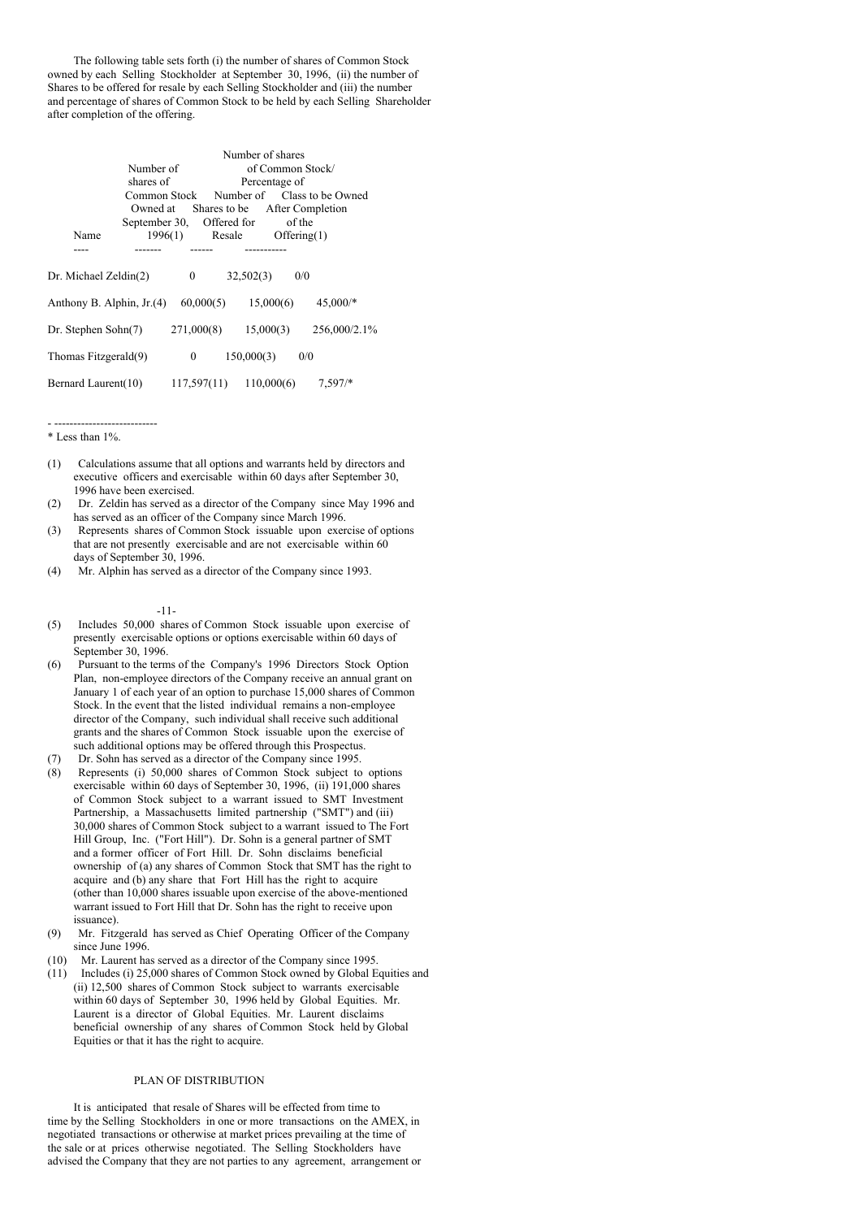The following table sets forth (i) the number of shares of Common Stock owned by each Selling Stockholder at September 30, 1996, (ii) the number of Shares to be offered for resale by each Selling Stockholder and (iii) the number and percentage of shares of Common Stock to be held by each Selling Shareholder after completion of the offering.

| Name | Number of shares of Common Stock Owned at September 30, 1996(1) | Number of Shares to be Offered for Resale | Number of shares of Common Stock/ Percentage of Class to be Owned After Completion of the Offering(1) |
|---|---|---|---|
| Dr. Michael Zeldin(2) | 0 | 32,502(3) | 0/0 |
| Anthony B. Alphin, Jr.(4) | 60,000(5) | 15,000(6) | 45,000/* |
| Dr. Stephen Sohn(7) | 271,000(8) | 15,000(3) | 256,000/2.1% |
| Thomas Fitzgerald(9) | 0 | 150,000(3) | 0/0 |
| Bernard Laurent(10) | 117,597(11) | 110,000(6) | 7,597/* |

- ---------------------------

\* Less than 1%.

(1) Calculations assume that all options and warrants held by directors and executive officers and exercisable within 60 days after September 30, 1996 have been exercised.

(2) Dr. Zeldin has served as a director of the Company since May 1996 and has served as an officer of the Company since March 1996.

(3) Represents shares of Common Stock issuable upon exercise of options that are not presently exercisable and are not exercisable within 60 days of September 30, 1996.

(4) Mr. Alphin has served as a director of the Company since 1993.

(5) Includes 50,000 shares of Common Stock issuable upon exercise of presently exercisable options or options exercisable within 60 days of September 30, 1996.

(6) Pursuant to the terms of the Company's 1996 Directors Stock Option Plan, non-employee directors of the Company receive an annual grant on January 1 of each year of an option to purchase 15,000 shares of Common Stock. In the event that the listed individual remains a non-employee director of the Company, such individual shall receive such additional grants and the shares of Common Stock issuable upon the exercise of such additional options may be offered through this Prospectus.

(7) Dr. Sohn has served as a director of the Company since 1995.

(8) Represents (i) 50,000 shares of Common Stock subject to options exercisable within 60 days of September 30, 1996, (ii) 191,000 shares of Common Stock subject to a warrant issued to SMT Investment Partnership, a Massachusetts limited partnership ("SMT") and (iii) 30,000 shares of Common Stock subject to a warrant issued to The Fort Hill Group, Inc. ("Fort Hill"). Dr. Sohn is a general partner of SMT and a former officer of Fort Hill. Dr. Sohn disclaims beneficial ownership of (a) any shares of Common Stock that SMT has the right to acquire and (b) any share that Fort Hill has the right to acquire (other than 10,000 shares issuable upon exercise of the above-mentioned warrant issued to Fort Hill that Dr. Sohn has the right to receive upon issuance).

(9) Mr. Fitzgerald has served as Chief Operating Officer of the Company since June 1996.

(10) Mr. Laurent has served as a director of the Company since 1995.

(11) Includes (i) 25,000 shares of Common Stock owned by Global Equities and (ii) 12,500 shares of Common Stock subject to warrants exercisable within 60 days of September 30, 1996 held by Global Equities. Mr. Laurent is a director of Global Equities. Mr. Laurent disclaims beneficial ownership of any shares of Common Stock held by Global Equities or that it has the right to acquire.

## PLAN OF DISTRIBUTION

It is anticipated that resale of Shares will be effected from time to time by the Selling Stockholders in one or more transactions on the AMEX, in negotiated transactions or otherwise at market prices prevailing at the time of the sale or at prices otherwise negotiated. The Selling Stockholders have advised the Company that they are not parties to any agreement, arrangement or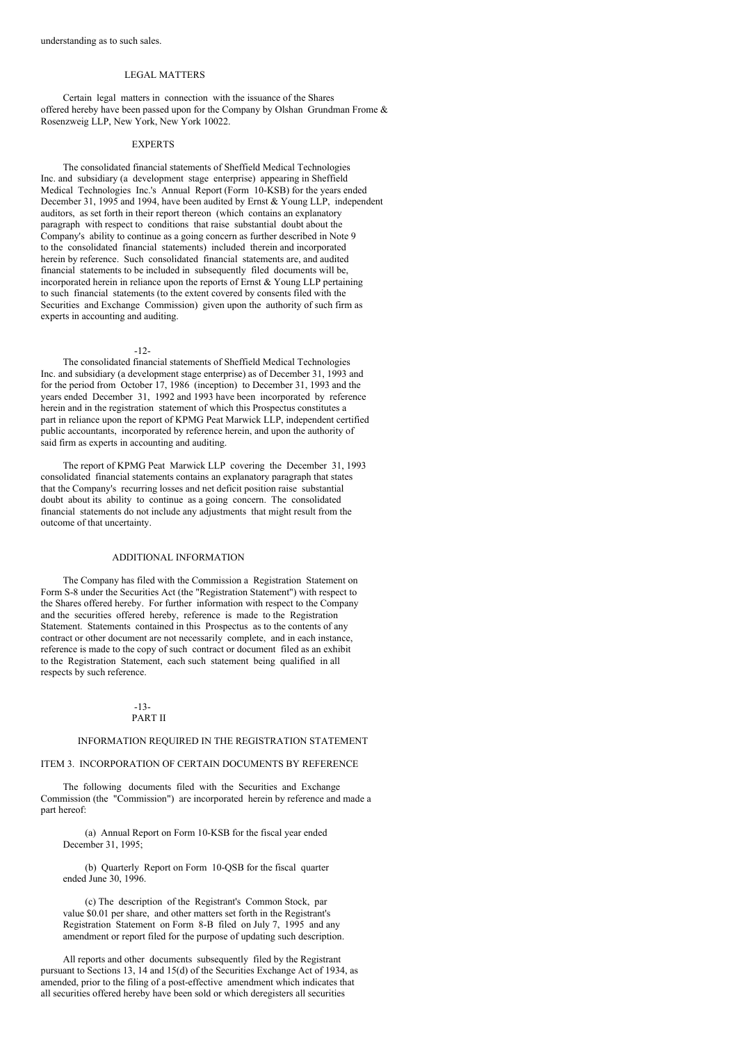understanding as to such sales.

## LEGAL MATTERS

Certain legal matters in connection with the issuance of the Shares offered hereby have been passed upon for the Company by Olshan Grundman Frome & Rosenzweig LLP, New York, New York 10022.

## EXPERTS

The consolidated financial statements of Sheffield Medical Technologies Inc. and subsidiary (a development stage enterprise) appearing in Sheffield Medical Technologies Inc.'s Annual Report (Form 10-KSB) for the years ended December 31, 1995 and 1994, have been audited by Ernst & Young LLP, independent auditors, as set forth in their report thereon (which contains an explanatory paragraph with respect to conditions that raise substantial doubt about the Company's ability to continue as a going concern as further described in Note 9 to the consolidated financial statements) included therein and incorporated herein by reference. Such consolidated financial statements are, and audited financial statements to be included in subsequently filed documents will be, incorporated herein in reliance upon the reports of Ernst & Young LLP pertaining to such financial statements (to the extent covered by consents filed with the Securities and Exchange Commission) given upon the authority of such firm as experts in accounting and auditing.

The consolidated financial statements of Sheffield Medical Technologies Inc. and subsidiary (a development stage enterprise) as of December 31, 1993 and for the period from October 17, 1986 (inception) to December 31, 1993 and the years ended December 31, 1992 and 1993 have been incorporated by reference herein and in the registration statement of which this Prospectus constitutes a part in reliance upon the report of KPMG Peat Marwick LLP, independent certified public accountants, incorporated by reference herein, and upon the authority of said firm as experts in accounting and auditing.

The report of KPMG Peat Marwick LLP covering the December 31, 1993 consolidated financial statements contains an explanatory paragraph that states that the Company's recurring losses and net deficit position raise substantial doubt about its ability to continue as a going concern. The consolidated financial statements do not include any adjustments that might result from the outcome of that uncertainty.

## ADDITIONAL INFORMATION

The Company has filed with the Commission a Registration Statement on Form S-8 under the Securities Act (the "Registration Statement") with respect to the Shares offered hereby. For further information with respect to the Company and the securities offered hereby, reference is made to the Registration Statement. Statements contained in this Prospectus as to the contents of any contract or other document are not necessarily complete, and in each instance, reference is made to the copy of such contract or document filed as an exhibit to the Registration Statement, each such statement being qualified in all respects by such reference.

# PART II

## INFORMATION REQUIRED IN THE REGISTRATION STATEMENT

### ITEM 3. INCORPORATION OF CERTAIN DOCUMENTS BY REFERENCE

The following documents filed with the Securities and Exchange Commission (the "Commission") are incorporated herein by reference and made a part hereof:

(a) Annual Report on Form 10-KSB for the fiscal year ended December 31, 1995;

(b) Quarterly Report on Form 10-QSB for the fiscal quarter ended June 30, 1996.

(c) The description of the Registrant's Common Stock, par value $0.01 per share, and other matters set forth in the Registrant's Registration Statement on Form 8-B filed on July 7, 1995 and any amendment or report filed for the purpose of updating such description.

All reports and other documents subsequently filed by the Registrant pursuant to Sections 13, 14 and 15(d) of the Securities Exchange Act of 1934, as amended, prior to the filing of a post-effective amendment which indicates that all securities offered hereby have been sold or which deregisters all securities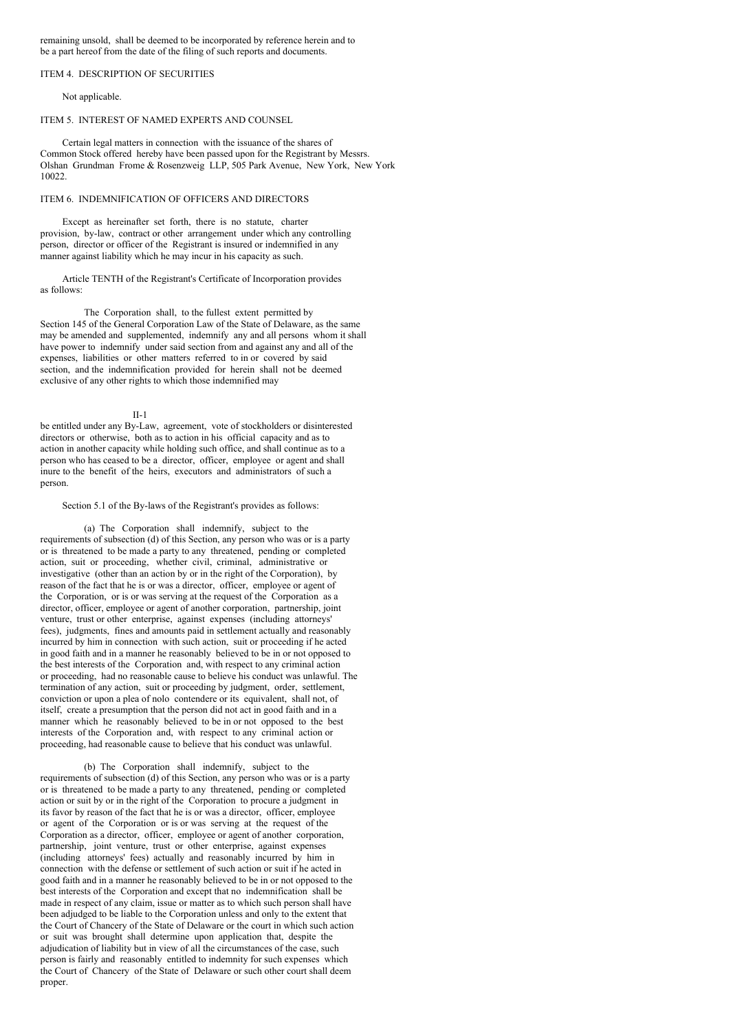remaining unsold, shall be deemed to be incorporated by reference herein and to be a part hereof from the date of the filing of such reports and documents.

ITEM 4. DESCRIPTION OF SECURITIES

Not applicable.

ITEM 5. INTEREST OF NAMED EXPERTS AND COUNSEL

Certain legal matters in connection with the issuance of the shares of Common Stock offered hereby have been passed upon for the Registrant by Messrs. Olshan Grundman Frome & Rosenzweig LLP, 505 Park Avenue, New York, New York 10022.

ITEM 6. INDEMNIFICATION OF OFFICERS AND DIRECTORS

Except as hereinafter set forth, there is no statute, charter provision, by-law, contract or other arrangement under which any controlling person, director or officer of the Registrant is insured or indemnified in any manner against liability which he may incur in his capacity as such.

Article TENTH of the Registrant's Certificate of Incorporation provides as follows:

The Corporation shall, to the fullest extent permitted by Section 145 of the General Corporation Law of the State of Delaware, as the same may be amended and supplemented, indemnify any and all persons whom it shall have power to indemnify under said section from and against any and all of the expenses, liabilities or other matters referred to in or covered by said section, and the indemnification provided for herein shall not be deemed exclusive of any other rights to which those indemnified may be entitled under any By-Law, agreement, vote of stockholders or disinterested directors or otherwise, both as to action in his official capacity and as to action in another capacity while holding such office, and shall continue as to a person who has ceased to be a director, officer, employee or agent and shall inure to the benefit of the heirs, executors and administrators of such a person.

Section 5.1 of the By-laws of the Registrant's provides as follows:

(a) The Corporation shall indemnify, subject to the requirements of subsection (d) of this Section, any person who was or is a party or is threatened to be made a party to any threatened, pending or completed action, suit or proceeding, whether civil, criminal, administrative or investigative (other than an action by or in the right of the Corporation), by reason of the fact that he is or was a director, officer, employee or agent of the Corporation, or is or was serving at the request of the Corporation as a director, officer, employee or agent of another corporation, partnership, joint venture, trust or other enterprise, against expenses (including attorneys' fees), judgments, fines and amounts paid in settlement actually and reasonably incurred by him in connection with such action, suit or proceeding if he acted in good faith and in a manner he reasonably believed to be in or not opposed to the best interests of the Corporation and, with respect to any criminal action or proceeding, had no reasonable cause to believe his conduct was unlawful. The termination of any action, suit or proceeding by judgment, order, settlement, conviction or upon a plea of nolo contendere or its equivalent, shall not, of itself, create a presumption that the person did not act in good faith and in a manner which he reasonably believed to be in or not opposed to the best interests of the Corporation and, with respect to any criminal action or proceeding, had reasonable cause to believe that his conduct was unlawful.

(b) The Corporation shall indemnify, subject to the requirements of subsection (d) of this Section, any person who was or is a party or is threatened to be made a party to any threatened, pending or completed action or suit by or in the right of the Corporation to procure a judgment in its favor by reason of the fact that he is or was a director, officer, employee or agent of the Corporation or is or was serving at the request of the Corporation as a director, officer, employee or agent of another corporation, partnership, joint venture, trust or other enterprise, against expenses (including attorneys' fees) actually and reasonably incurred by him in connection with the defense or settlement of such action or suit if he acted in good faith and in a manner he reasonably believed to be in or not opposed to the best interests of the Corporation and except that no indemnification shall be made in respect of any claim, issue or matter as to which such person shall have been adjudged to be liable to the Corporation unless and only to the extent that the Court of Chancery of the State of Delaware or the court in which such action or suit was brought shall determine upon application that, despite the adjudication of liability but in view of all the circumstances of the case, such person is fairly and reasonably entitled to indemnity for such expenses which the Court of Chancery of the State of Delaware or such other court shall deem proper.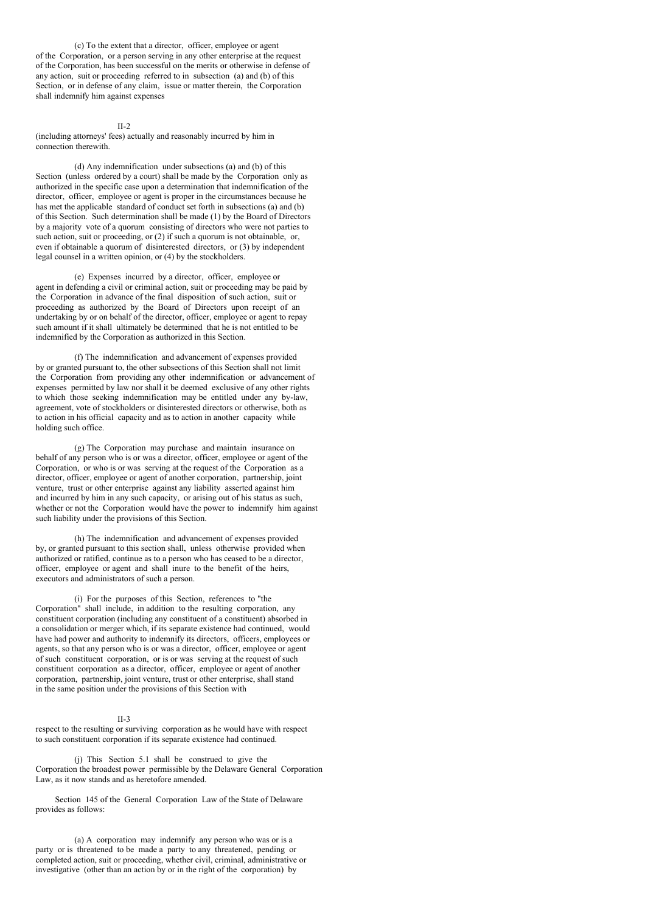(c) To the extent that a director, officer, employee or agent of the Corporation, or a person serving in any other enterprise at the request of the Corporation, has been successful on the merits or otherwise in defense of any action, suit or proceeding referred to in subsection (a) and (b) of this Section, or in defense of any claim, issue or matter therein, the Corporation shall indemnify him against expenses (including attorneys' fees) actually and reasonably incurred by him in connection therewith.

(d) Any indemnification under subsections (a) and (b) of this Section (unless ordered by a court) shall be made by the Corporation only as authorized in the specific case upon a determination that indemnification of the director, officer, employee or agent is proper in the circumstances because he has met the applicable standard of conduct set forth in subsections (a) and (b) of this Section. Such determination shall be made (1) by the Board of Directors by a majority vote of a quorum consisting of directors who were not parties to such action, suit or proceeding, or (2) if such a quorum is not obtainable, or, even if obtainable a quorum of disinterested directors, or (3) by independent legal counsel in a written opinion, or (4) by the stockholders.

(e) Expenses incurred by a director, officer, employee or agent in defending a civil or criminal action, suit or proceeding may be paid by the Corporation in advance of the final disposition of such action, suit or proceeding as authorized by the Board of Directors upon receipt of an undertaking by or on behalf of the director, officer, employee or agent to repay such amount if it shall ultimately be determined that he is not entitled to be indemnified by the Corporation as authorized in this Section.

(f) The indemnification and advancement of expenses provided by or granted pursuant to, the other subsections of this Section shall not limit the Corporation from providing any other indemnification or advancement of expenses permitted by law nor shall it be deemed exclusive of any other rights to which those seeking indemnification may be entitled under any by-law, agreement, vote of stockholders or disinterested directors or otherwise, both as to action in his official capacity and as to action in another capacity while holding such office.

(g) The Corporation may purchase and maintain insurance on behalf of any person who is or was a director, officer, employee or agent of the Corporation, or who is or was serving at the request of the Corporation as a director, officer, employee or agent of another corporation, partnership, joint venture, trust or other enterprise against any liability asserted against him and incurred by him in any such capacity, or arising out of his status as such, whether or not the Corporation would have the power to indemnify him against such liability under the provisions of this Section.

(h) The indemnification and advancement of expenses provided by, or granted pursuant to this section shall, unless otherwise provided when authorized or ratified, continue as to a person who has ceased to be a director, officer, employee or agent and shall inure to the benefit of the heirs, executors and administrators of such a person.

(i) For the purposes of this Section, references to "the Corporation" shall include, in addition to the resulting corporation, any constituent corporation (including any constituent of a constituent) absorbed in a consolidation or merger which, if its separate existence had continued, would have had power and authority to indemnify its directors, officers, employees or agents, so that any person who is or was a director, officer, employee or agent of such constituent corporation, or is or was serving at the request of such constituent corporation as a director, officer, employee or agent of another corporation, partnership, joint venture, trust or other enterprise, shall stand in the same position under the provisions of this Section with respect to the resulting or surviving corporation as he would have with respect to such constituent corporation if its separate existence had continued.

(j) This Section 5.1 shall be construed to give the Corporation the broadest power permissible by the Delaware General Corporation Law, as it now stands and as heretofore amended.

Section 145 of the General Corporation Law of the State of Delaware provides as follows:

(a) A corporation may indemnify any person who was or is a party or is threatened to be made a party to any threatened, pending or completed action, suit or proceeding, whether civil, criminal, administrative or investigative (other than an action by or in the right of the corporation) by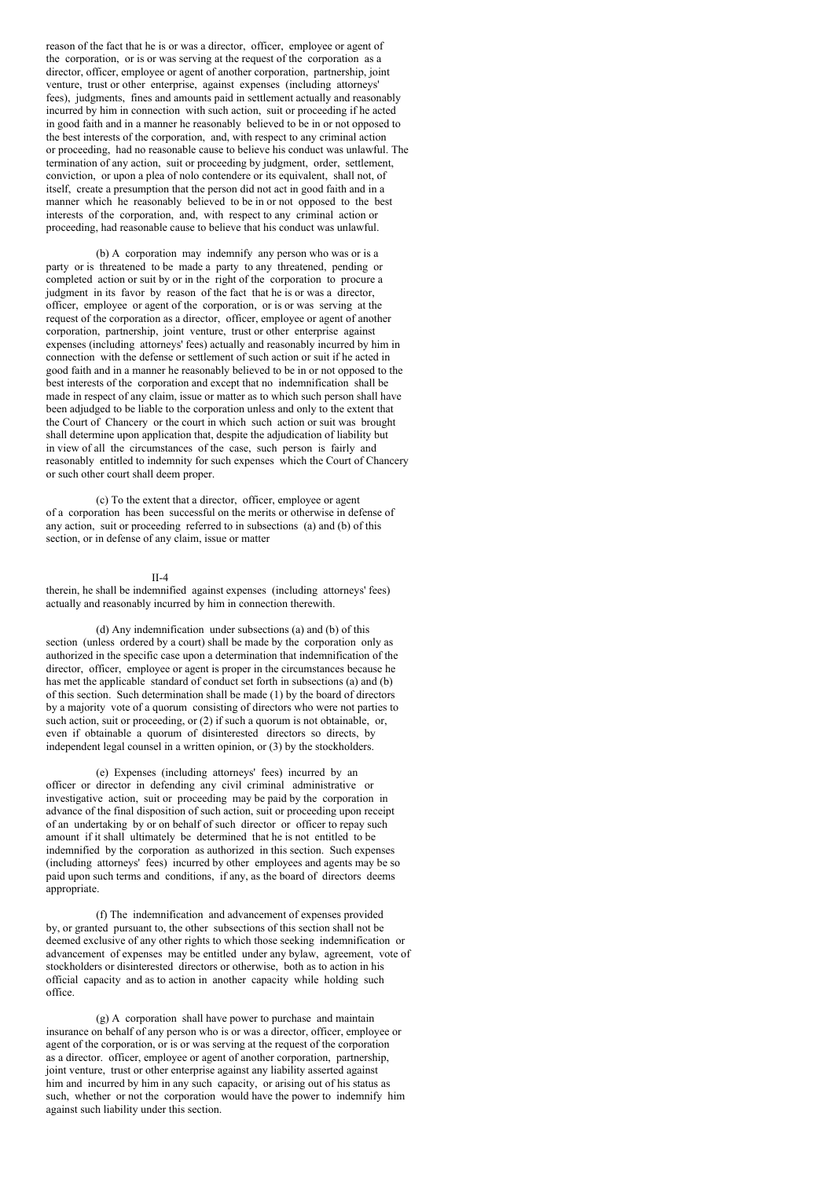reason of the fact that he is or was a director, officer, employee or agent of the corporation, or is or was serving at the request of the corporation as a director, officer, employee or agent of another corporation, partnership, joint venture, trust or other enterprise, against expenses (including attorneys' fees), judgments, fines and amounts paid in settlement actually and reasonably incurred by him in connection with such action, suit or proceeding if he acted in good faith and in a manner he reasonably believed to be in or not opposed to the best interests of the corporation, and, with respect to any criminal action or proceeding, had no reasonable cause to believe his conduct was unlawful. The termination of any action, suit or proceeding by judgment, order, settlement, conviction, or upon a plea of nolo contendere or its equivalent, shall not, of itself, create a presumption that the person did not act in good faith and in a manner which he reasonably believed to be in or not opposed to the best interests of the corporation, and, with respect to any criminal action or proceeding, had reasonable cause to believe that his conduct was unlawful.

(b) A corporation may indemnify any person who was or is a party or is threatened to be made a party to any threatened, pending or completed action or suit by or in the right of the corporation to procure a judgment in its favor by reason of the fact that he is or was a director, officer, employee or agent of the corporation, or is or was serving at the request of the corporation as a director, officer, employee or agent of another corporation, partnership, joint venture, trust or other enterprise against expenses (including attorneys' fees) actually and reasonably incurred by him in connection with the defense or settlement of such action or suit if he acted in good faith and in a manner he reasonably believed to be in or not opposed to the best interests of the corporation and except that no indemnification shall be made in respect of any claim, issue or matter as to which such person shall have been adjudged to be liable to the corporation unless and only to the extent that the Court of Chancery or the court in which such action or suit was brought shall determine upon application that, despite the adjudication of liability but in view of all the circumstances of the case, such person is fairly and reasonably entitled to indemnity for such expenses which the Court of Chancery or such other court shall deem proper.

(c) To the extent that a director, officer, employee or agent of a corporation has been successful on the merits or otherwise in defense of any action, suit or proceeding referred to in subsections (a) and (b) of this section, or in defense of any claim, issue or matter therein, he shall be indemnified against expenses (including attorneys' fees) actually and reasonably incurred by him in connection therewith.

(d) Any indemnification under subsections (a) and (b) of this section (unless ordered by a court) shall be made by the corporation only as authorized in the specific case upon a determination that indemnification of the director, officer, employee or agent is proper in the circumstances because he has met the applicable standard of conduct set forth in subsections (a) and (b) of this section. Such determination shall be made (1) by the board of directors by a majority vote of a quorum consisting of directors who were not parties to such action, suit or proceeding, or (2) if such a quorum is not obtainable, or, even if obtainable a quorum of disinterested directors so directs, by independent legal counsel in a written opinion, or (3) by the stockholders.

(e) Expenses (including attorneys' fees) incurred by an officer or director in defending any civil criminal administrative or investigative action, suit or proceeding may be paid by the corporation in advance of the final disposition of such action, suit or proceeding upon receipt of an undertaking by or on behalf of such director or officer to repay such amount if it shall ultimately be determined that he is not entitled to be indemnified by the corporation as authorized in this section. Such expenses (including attorneys' fees) incurred by other employees and agents may be so paid upon such terms and conditions, if any, as the board of directors deems appropriate.

(f) The indemnification and advancement of expenses provided by, or granted pursuant to, the other subsections of this section shall not be deemed exclusive of any other rights to which those seeking indemnification or advancement of expenses may be entitled under any bylaw, agreement, vote of stockholders or disinterested directors or otherwise, both as to action in his official capacity and as to action in another capacity while holding such office.

(g) A corporation shall have power to purchase and maintain insurance on behalf of any person who is or was a director, officer, employee or agent of the corporation, or is or was serving at the request of the corporation as a director. officer, employee or agent of another corporation, partnership, joint venture, trust or other enterprise against any liability asserted against him and incurred by him in any such capacity, or arising out of his status as such, whether or not the corporation would have the power to indemnify him against such liability under this section.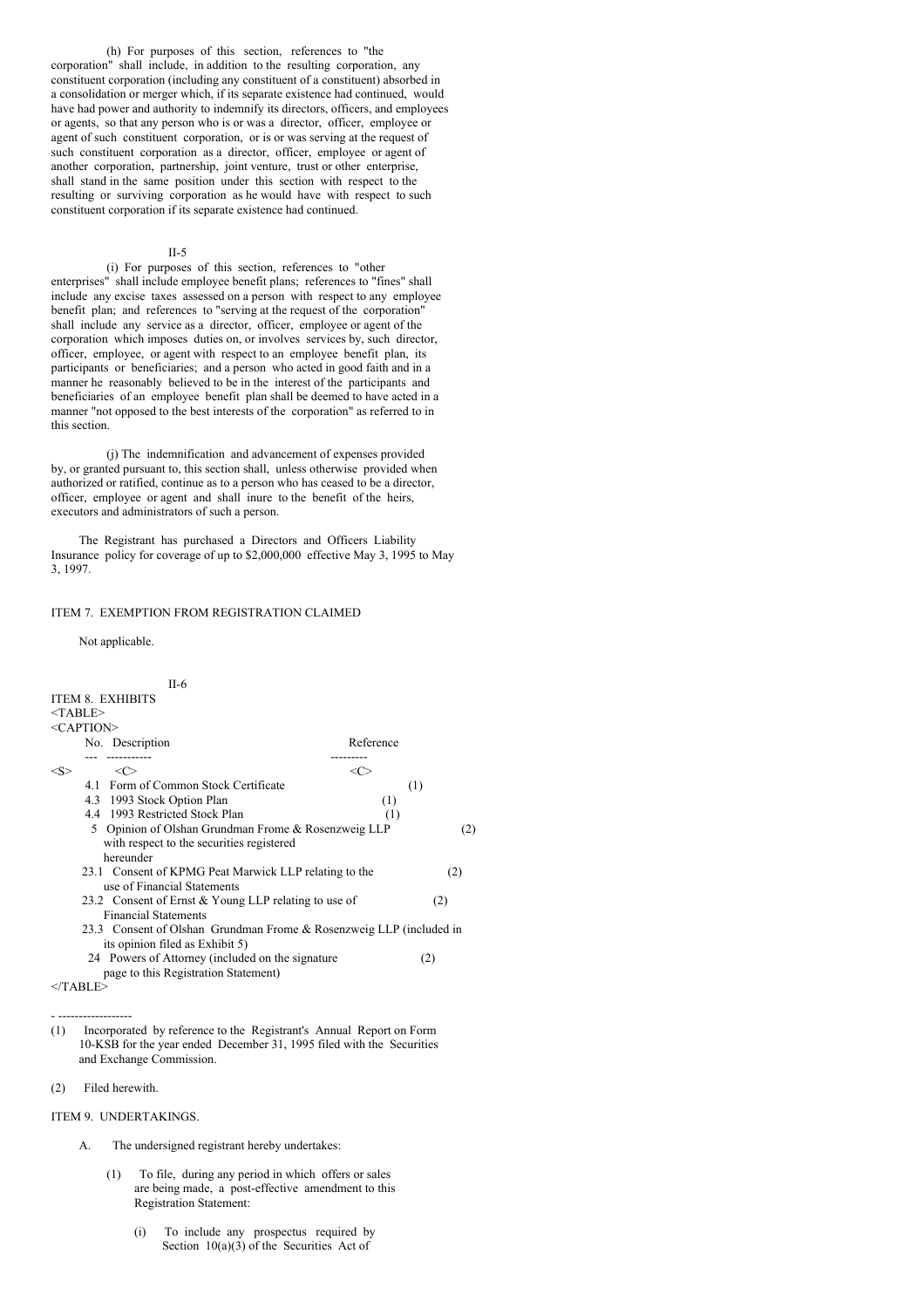(h) For purposes of this section, references to "the corporation" shall include, in addition to the resulting corporation, any constituent corporation (including any constituent of a constituent) absorbed in a consolidation or merger which, if its separate existence had continued, would have had power and authority to indemnify its directors, officers, and employees or agents, so that any person who is or was a director, officer, employee or agent of such constituent corporation, or is or was serving at the request of such constituent corporation as a director, officer, employee or agent of another corporation, partnership, joint venture, trust or other enterprise, shall stand in the same position under this section with respect to the resulting or surviving corporation as he would have with respect to such constituent corporation if its separate existence had continued.

(i) For purposes of this section, references to "other enterprises" shall include employee benefit plans; references to "fines" shall include any excise taxes assessed on a person with respect to any employee benefit plan; and references to "serving at the request of the corporation" shall include any service as a director, officer, employee or agent of the corporation which imposes duties on, or involves services by, such director, officer, employee, or agent with respect to an employee benefit plan, its participants or beneficiaries; and a person who acted in good faith and in a manner he reasonably believed to be in the interest of the participants and beneficiaries of an employee benefit plan shall be deemed to have acted in a manner "not opposed to the best interests of the corporation" as referred to in this section.

(j) The indemnification and advancement of expenses provided by, or granted pursuant to, this section shall, unless otherwise provided when authorized or ratified, continue as to a person who has ceased to be a director, officer, employee or agent and shall inure to the benefit of the heirs, executors and administrators of such a person.

The Registrant has purchased a Directors and Officers Liability Insurance policy for coverage of up to $2,000,000 effective May 3, 1995 to May 3, 1997.

## ITEM 7. EXEMPTION FROM REGISTRATION CLAIMED

Not applicable.

## ITEM 8. EXHIBITS

| No. | Description | Reference |
|---|---|---|
| 4.1 | Form of Common Stock Certificate | (1) |
| 4.3 | 1993 Stock Option Plan | (1) |
| 4.4 | 1993 Restricted Stock Plan | (1) |
| 5 | Opinion of Olshan Grundman Frome & Rosenzweig LLP with respect to the securities registered hereunder | (2) |
| 23.1 | Consent of KPMG Peat Marwick LLP relating to the use of Financial Statements | (2) |
| 23.2 | Consent of Ernst & Young LLP relating to use of Financial Statements | (2) |
| 23.3 | Consent of Olshan Grundman Frome & Rosenzweig LLP (included in its opinion filed as Exhibit 5) | |
| 24 | Powers of Attorney (included on the signature page to this Registration Statement) | (2) |

- ------------------

(1) Incorporated by reference to the Registrant's Annual Report on Form 10-KSB for the year ended December 31, 1995 filed with the Securities and Exchange Commission.

(2) Filed herewith.

## ITEM 9. UNDERTAKINGS.

A. The undersigned registrant hereby undertakes:

(1) To file, during any period in which offers or sales are being made, a post-effective amendment to this Registration Statement:

(i) To include any prospectus required by Section 10(a)(3) of the Securities Act of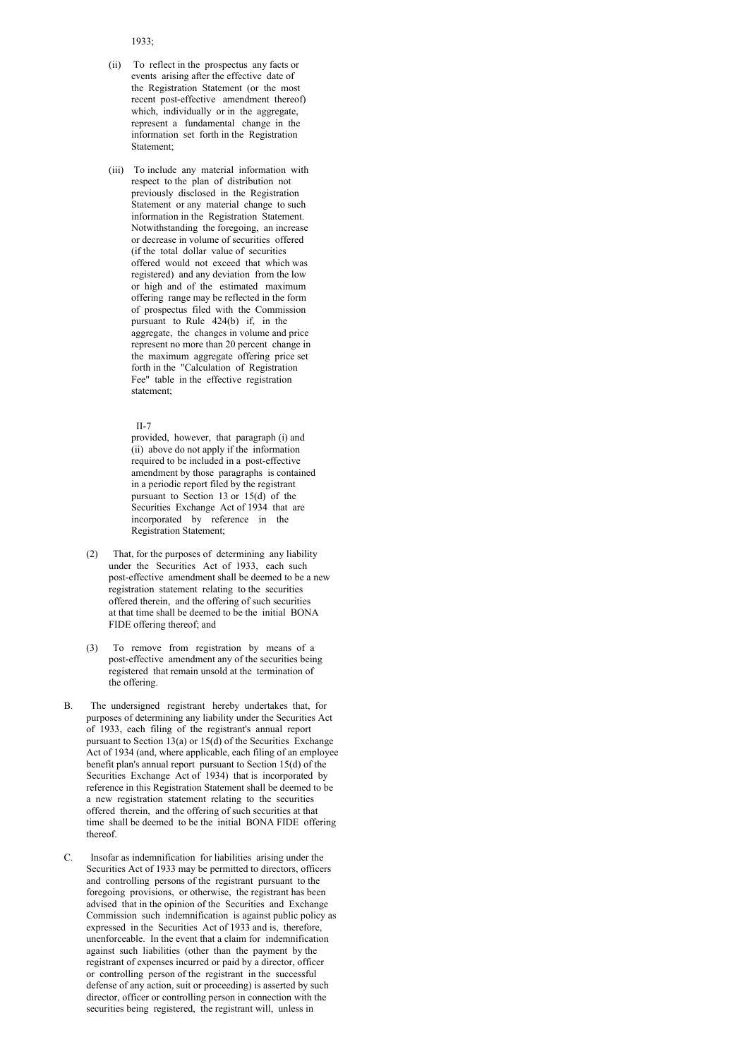1933;

(ii) To reflect in the prospectus any facts or events arising after the effective date of the Registration Statement (or the most recent post-effective amendment thereof) which, individually or in the aggregate, represent a fundamental change in the information set forth in the Registration Statement;

(iii) To include any material information with respect to the plan of distribution not previously disclosed in the Registration Statement or any material change to such information in the Registration Statement. Notwithstanding the foregoing, an increase or decrease in volume of securities offered (if the total dollar value of securities offered would not exceed that which was registered) and any deviation from the low or high and of the estimated maximum offering range may be reflected in the form of prospectus filed with the Commission pursuant to Rule 424(b) if, in the aggregate, the changes in volume and price represent no more than 20 percent change in the maximum aggregate offering price set forth in the "Calculation of Registration Fee" table in the effective registration statement;

provided, however, that paragraph (i) and (ii) above do not apply if the information required to be included in a post-effective amendment by those paragraphs is contained in a periodic report filed by the registrant pursuant to Section 13 or 15(d) of the Securities Exchange Act of 1934 that are incorporated by reference in the Registration Statement;

(2) That, for the purposes of determining any liability under the Securities Act of 1933, each such post-effective amendment shall be deemed to be a new registration statement relating to the securities offered therein, and the offering of such securities at that time shall be deemed to be the initial BONA FIDE offering thereof; and

(3) To remove from registration by means of a post-effective amendment any of the securities being registered that remain unsold at the termination of the offering.

B. The undersigned registrant hereby undertakes that, for purposes of determining any liability under the Securities Act of 1933, each filing of the registrant's annual report pursuant to Section 13(a) or 15(d) of the Securities Exchange Act of 1934 (and, where applicable, each filing of an employee benefit plan's annual report pursuant to Section 15(d) of the Securities Exchange Act of 1934) that is incorporated by reference in this Registration Statement shall be deemed to be a new registration statement relating to the securities offered therein, and the offering of such securities at that time shall be deemed to be the initial BONA FIDE offering thereof.

C. Insofar as indemnification for liabilities arising under the Securities Act of 1933 may be permitted to directors, officers and controlling persons of the registrant pursuant to the foregoing provisions, or otherwise, the registrant has been advised that in the opinion of the Securities and Exchange Commission such indemnification is against public policy as expressed in the Securities Act of 1933 and is, therefore, unenforceable. In the event that a claim for indemnification against such liabilities (other than the payment by the registrant of expenses incurred or paid by a director, officer or controlling person of the registrant in the successful defense of any action, suit or proceeding) is asserted by such director, officer or controlling person in connection with the securities being registered, the registrant will, unless in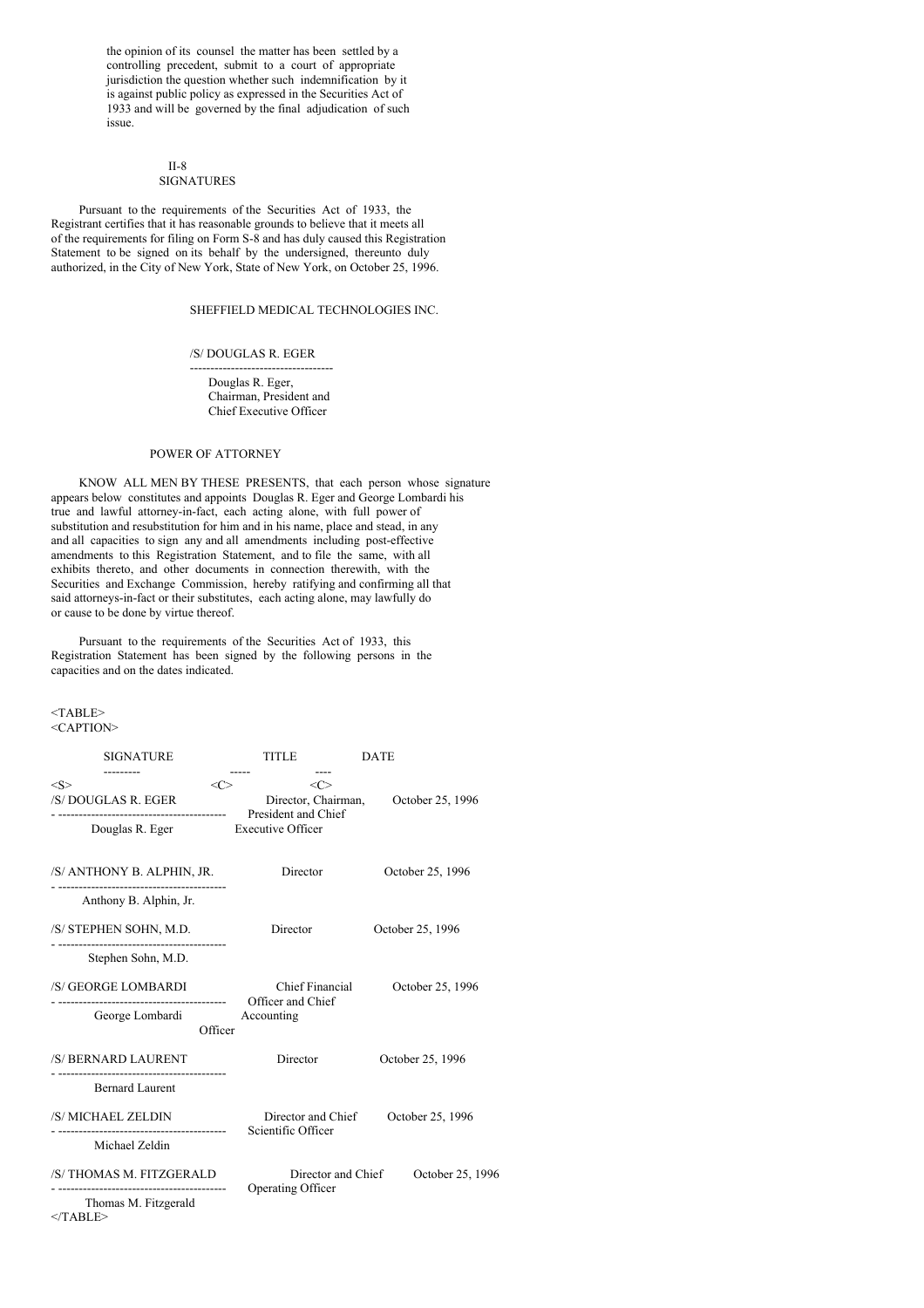the opinion of its counsel the matter has been settled by a controlling precedent, submit to a court of appropriate jurisdiction the question whether such indemnification by it is against public policy as expressed in the Securities Act of 1933 and will be governed by the final adjudication of such issue.

## SIGNATURES

Pursuant to the requirements of the Securities Act of 1933, the Registrant certifies that it has reasonable grounds to believe that it meets all of the requirements for filing on Form S-8 and has duly caused this Registration Statement to be signed on its behalf by the undersigned, thereunto duly authorized, in the City of New York, State of New York, on October 25, 1996.

SHEFFIELD MEDICAL TECHNOLOGIES INC.

/S/ DOUGLAS R. EGER

Douglas R. Eger,
Chairman, President and
Chief Executive Officer

## POWER OF ATTORNEY

KNOW ALL MEN BY THESE PRESENTS, that each person whose signature appears below constitutes and appoints Douglas R. Eger and George Lombardi his true and lawful attorney-in-fact, each acting alone, with full power of substitution and resubstitution for him and in his name, place and stead, in any and all capacities to sign any and all amendments including post-effective amendments to this Registration Statement, and to file the same, with all exhibits thereto, and other documents in connection therewith, with the Securities and Exchange Commission, hereby ratifying and confirming all that said attorneys-in-fact or their substitutes, each acting alone, may lawfully do or cause to be done by virtue thereof.

Pursuant to the requirements of the Securities Act of 1933, this Registration Statement has been signed by the following persons in the capacities and on the dates indicated.

| SIGNATURE | TITLE | DATE |
|---|---|---|
| /S/ DOUGLAS R. EGER<br>Douglas R. Eger | Director, Chairman, President and Chief Executive Officer | October 25, 1996 |
| /S/ ANTHONY B. ALPHIN, JR.<br>Anthony B. Alphin, Jr. | Director | October 25, 1996 |
| /S/ STEPHEN SOHN, M.D.<br>Stephen Sohn, M.D. | Director | October 25, 1996 |
| /S/ GEORGE LOMBARDI<br>George Lombardi | Chief Financial Officer and Chief Accounting Officer | October 25, 1996 |
| /S/ BERNARD LAURENT<br>Bernard Laurent | Director | October 25, 1996 |
| /S/ MICHAEL ZELDIN<br>Michael Zeldin | Director and Chief Scientific Officer | October 25, 1996 |
| /S/ THOMAS M. FITZGERALD<br>Thomas M. Fitzgerald | Director and Chief Operating Officer | October 25, 1996 |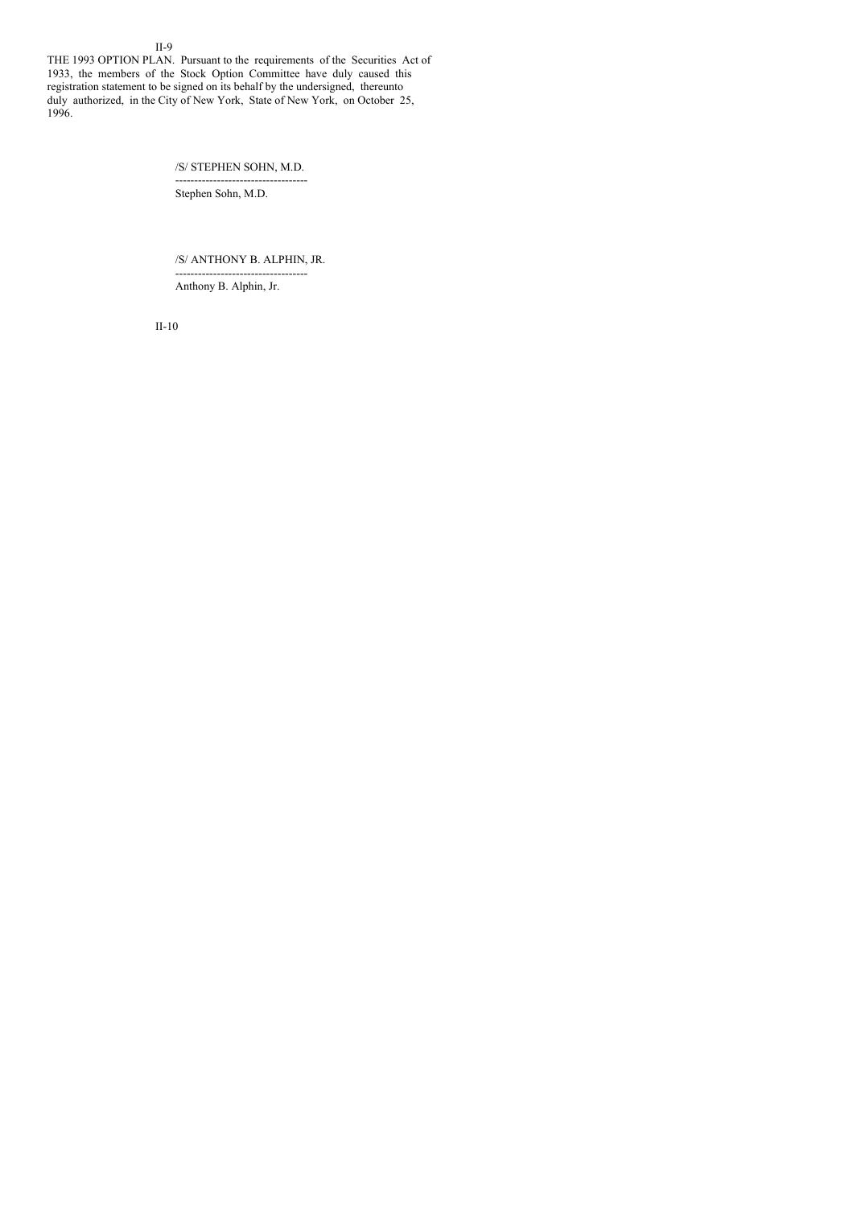THE 1993 OPTION PLAN. Pursuant to the requirements of the Securities Act of 1933, the members of the Stock Option Committee have duly caused this registration statement to be signed on its behalf by the undersigned, thereunto duly authorized, in the City of New York, State of New York, on October 25, 1996.

/S/ STEPHEN SOHN, M.D.
-----------------------------------
Stephen Sohn, M.D.

/S/ ANTHONY B. ALPHIN, JR.
-----------------------------------
Anthony B. Alphin, Jr.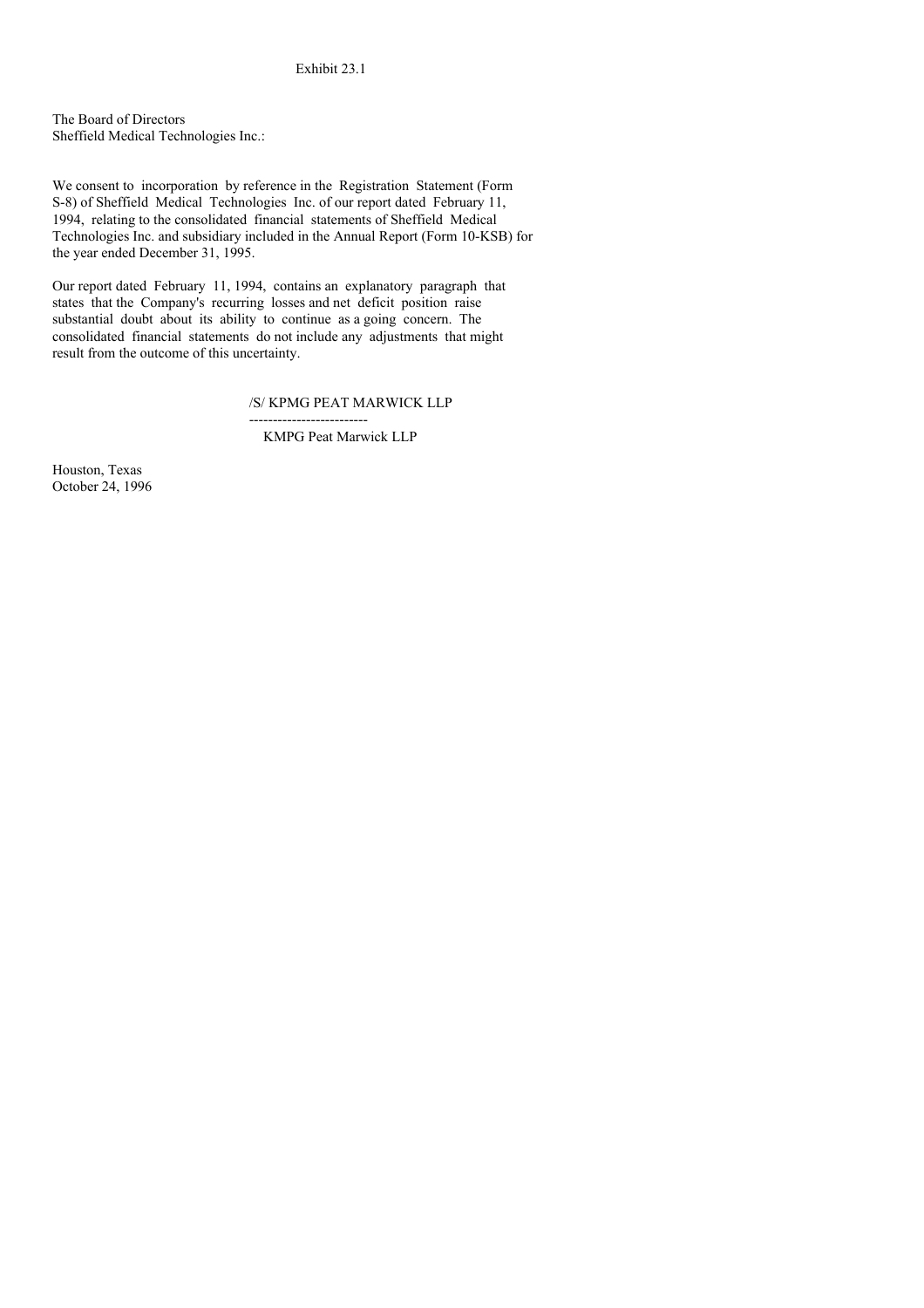Exhibit 23.1

The Board of Directors
Sheffield Medical Technologies Inc.:

We consent to incorporation by reference in the Registration Statement (Form S-8) of Sheffield Medical Technologies Inc. of our report dated February 11, 1994, relating to the consolidated financial statements of Sheffield Medical Technologies Inc. and subsidiary included in the Annual Report (Form 10-KSB) for the year ended December 31, 1995.

Our report dated February 11, 1994, contains an explanatory paragraph that states that the Company's recurring losses and net deficit position raise substantial doubt about its ability to continue as a going concern. The consolidated financial statements do not include any adjustments that might result from the outcome of this uncertainty.

/S/ KPMG PEAT MARWICK LLP

-------------------------

KMPG Peat Marwick LLP

Houston, Texas
October 24, 1996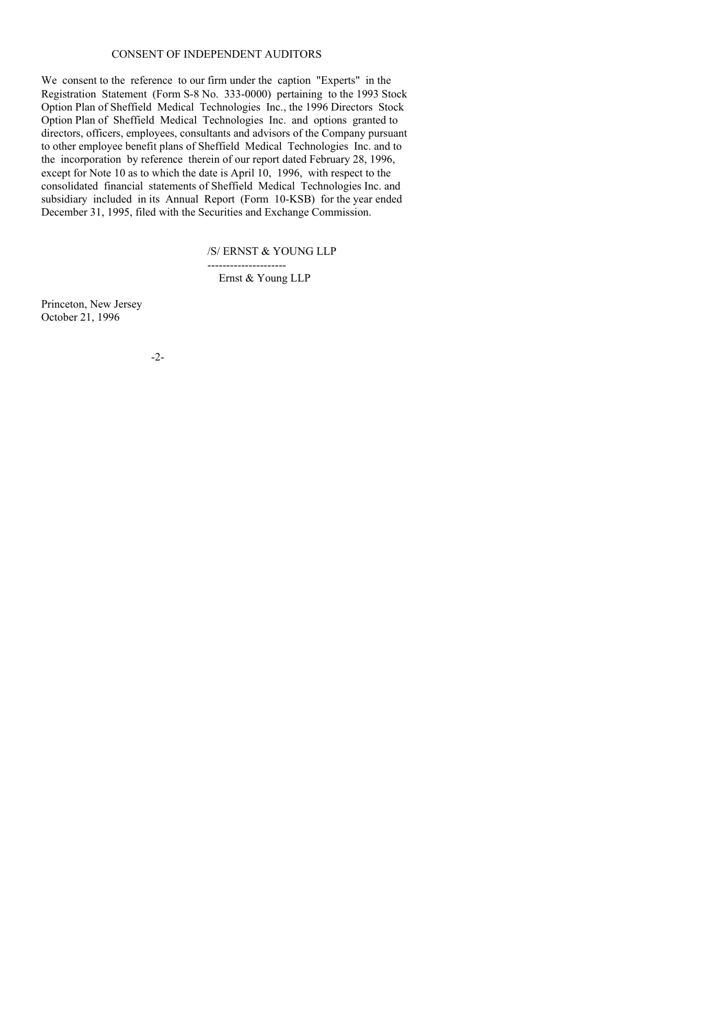# CONSENT OF INDEPENDENT AUDITORS

We consent to the reference to our firm under the caption "Experts" in the Registration Statement (Form S-8 No. 333-0000) pertaining to the 1993 Stock Option Plan of Sheffield Medical Technologies Inc., the 1996 Directors Stock Option Plan of Sheffield Medical Technologies Inc. and options granted to directors, officers, employees, consultants and advisors of the Company pursuant to other employee benefit plans of Sheffield Medical Technologies Inc. and to the incorporation by reference therein of our report dated February 28, 1996, except for Note 10 as to which the date is April 10, 1996, with respect to the consolidated financial statements of Sheffield Medical Technologies Inc. and subsidiary included in its Annual Report (Form 10-KSB) for the year ended December 31, 1995, filed with the Securities and Exchange Commission.

/S/ ERNST & YOUNG LLP

---------------------

Ernst & Young LLP

Princeton, New Jersey
October 21, 1996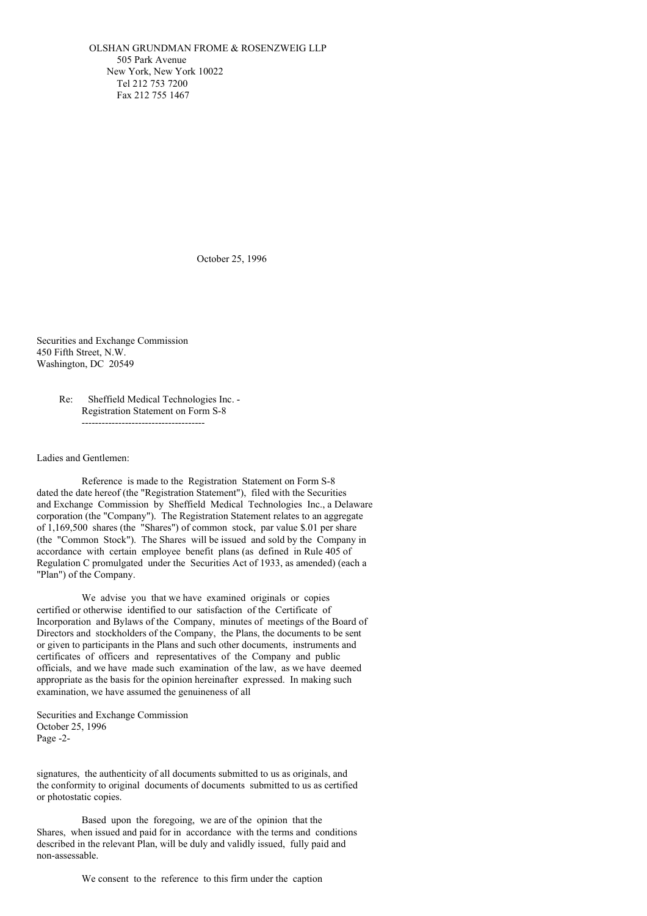OLSHAN GRUNDMAN FROME & ROSENZWEIG LLP
505 Park Avenue
New York, New York 10022
Tel 212 753 7200
Fax 212 755 1467

October 25, 1996

Securities and Exchange Commission
450 Fifth Street, N.W.
Washington, DC 20549

Re: Sheffield Medical Technologies Inc. - Registration Statement on Form S-8

Ladies and Gentlemen:

Reference is made to the Registration Statement on Form S-8 dated the date hereof (the "Registration Statement"), filed with the Securities and Exchange Commission by Sheffield Medical Technologies Inc., a Delaware corporation (the "Company"). The Registration Statement relates to an aggregate of 1,169,500 shares (the "Shares") of common stock, par value $.01 per share (the "Common Stock"). The Shares will be issued and sold by the Company in accordance with certain employee benefit plans (as defined in Rule 405 of Regulation C promulgated under the Securities Act of 1933, as amended) (each a "Plan") of the Company.

We advise you that we have examined originals or copies certified or otherwise identified to our satisfaction of the Certificate of Incorporation and Bylaws of the Company, minutes of meetings of the Board of Directors and stockholders of the Company, the Plans, the documents to be sent or given to participants in the Plans and such other documents, instruments and certificates of officers and representatives of the Company and public officials, and we have made such examination of the law, as we have deemed appropriate as the basis for the opinion hereinafter expressed. In making such examination, we have assumed the genuineness of all signatures, the authenticity of all documents submitted to us as originals, and the conformity to original documents of documents submitted to us as certified or photostatic copies.

Based upon the foregoing, we are of the opinion that the Shares, when issued and paid for in accordance with the terms and conditions described in the relevant Plan, will be duly and validly issued, fully paid and non-assessable.

We consent to the reference to this firm under the caption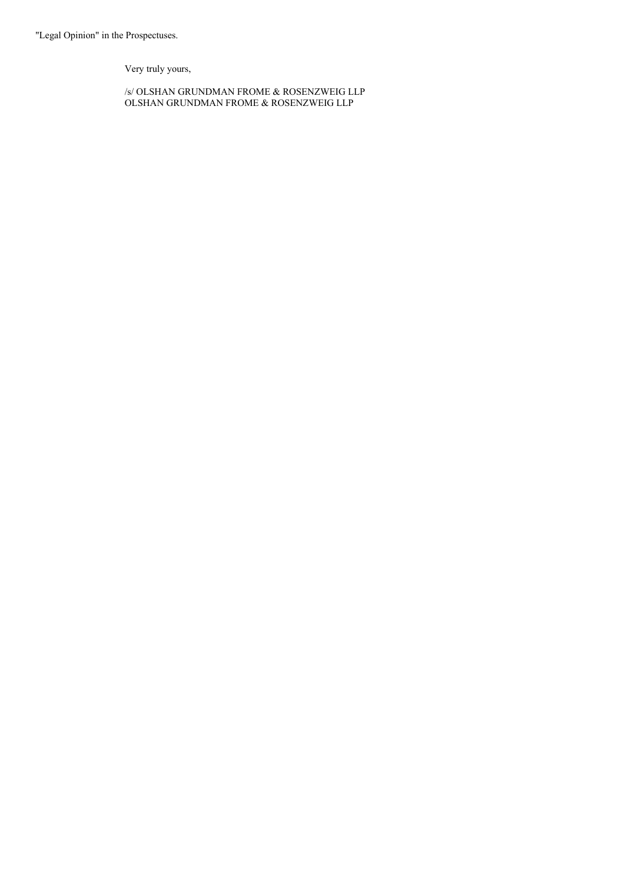"Legal Opinion" in the Prospectuses.

Very truly yours,

/s/ OLSHAN GRUNDMAN FROME & ROSENZWEIG LLP
OLSHAN GRUNDMAN FROME & ROSENZWEIG LLP